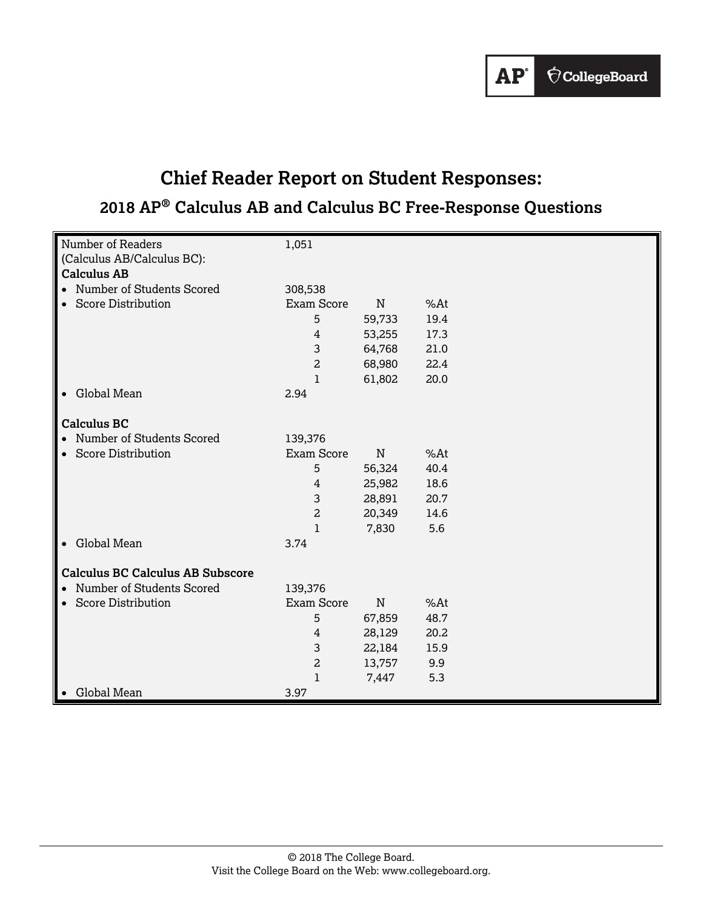# Chief Reader Report on Student Responses:

## 2018 AP® Calculus AB and Calculus BC Free-Response Questions

| | | | |
|---|---|---|---|
| Number of Readers (Calculus AB/Calculus BC): | 1,051 | | |
| **Calculus AB** | | | |
| • Number of Students Scored | 308,538 | | |
| • Score Distribution | Exam Score | N | %At |
| | 5 | 59,733 | 19.4 |
| | 4 | 53,255 | 17.3 |
| | 3 | 64,768 | 21.0 |
| | 2 | 68,980 | 22.4 |
| | 1 | 61,802 | 20.0 |
| • Global Mean | 2.94 | | |
| **Calculus BC** | | | |
| • Number of Students Scored | 139,376 | | |
| • Score Distribution | Exam Score | N | %At |
| | 5 | 56,324 | 40.4 |
| | 4 | 25,982 | 18.6 |
| | 3 | 28,891 | 20.7 |
| | 2 | 20,349 | 14.6 |
| | 1 | 7,830 | 5.6 |
| • Global Mean | 3.74 | | |
| **Calculus BC Calculus AB Subscore** | | | |
| • Number of Students Scored | 139,376 | | |
| • Score Distribution | Exam Score | N | %At |
| | 5 | 67,859 | 48.7 |
| | 4 | 28,129 | 20.2 |
| | 3 | 22,184 | 15.9 |
| | 2 | 13,757 | 9.9 |
| | 1 | 7,447 | 5.3 |
| • Global Mean | 3.97 | | |

© 2018 The College Board.
Visit the College Board on the Web: www.collegeboard.org.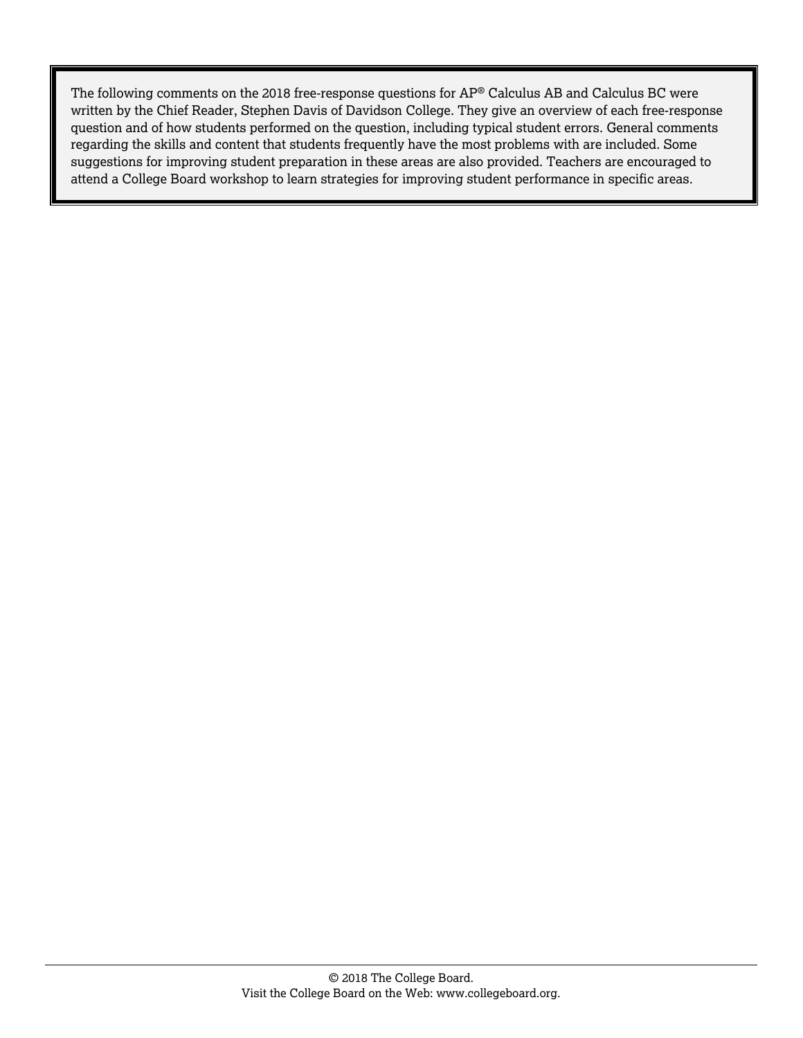The following comments on the 2018 free-response questions for AP® Calculus AB and Calculus BC were written by the Chief Reader, Stephen Davis of Davidson College. They give an overview of each free-response question and of how students performed on the question, including typical student errors. General comments regarding the skills and content that students frequently have the most problems with are included. Some suggestions for improving student preparation in these areas are also provided. Teachers are encouraged to attend a College Board workshop to learn strategies for improving student performance in specific areas.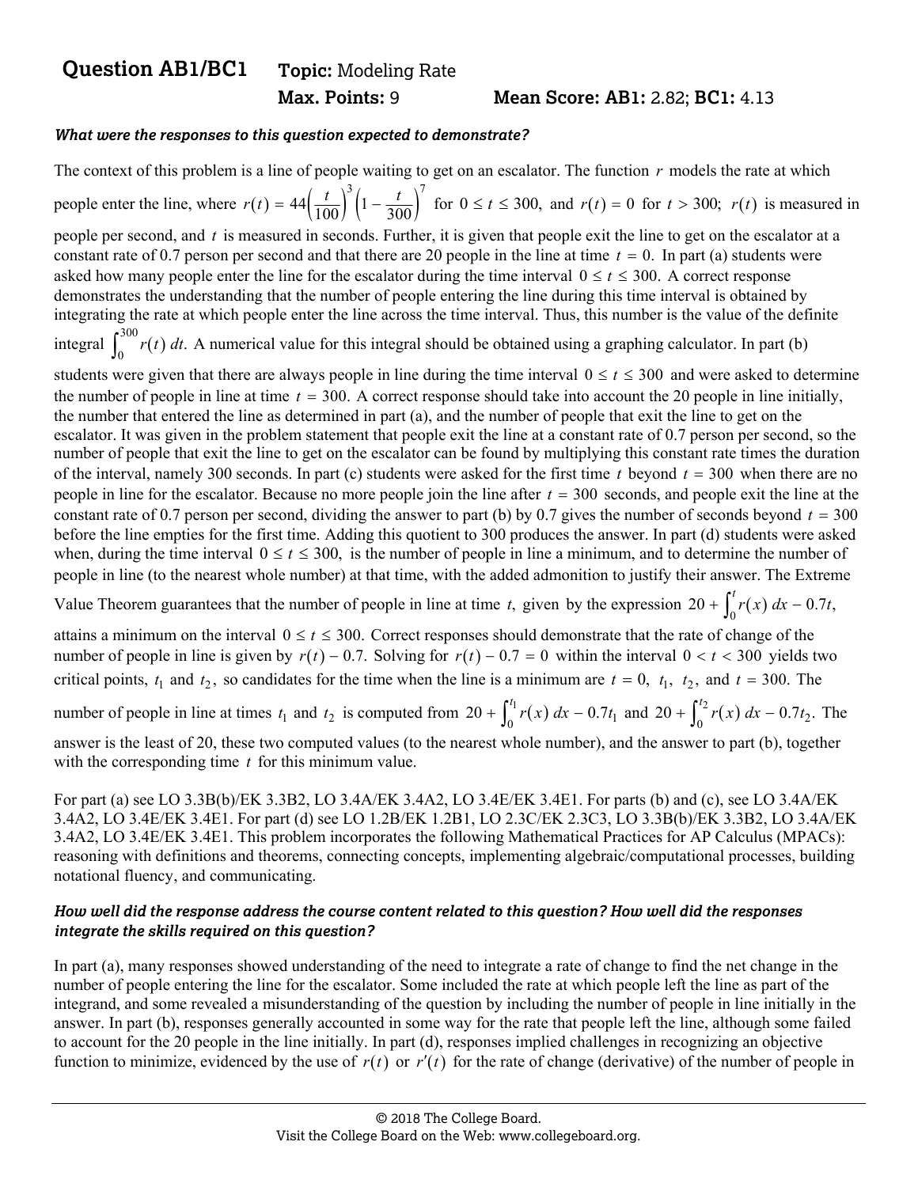## Question AB1/BC1 **Topic:** Modeling Rate

**Max. Points:** 9 **Mean Score: AB1:** 2.82; **BC1:** 4.13

### *What were the responses to this question expected to demonstrate?*

The context of this problem is a line of people waiting to get on an escalator. The function $r$ models the rate at which people enter the line, where $r(t) = 44\left(\frac{t}{100}\right)^3\left(1 - \frac{t}{300}\right)^7$ for $0 \le t \le 300,$ and $r(t) = 0$ for $t > 300;$ $r(t)$ is measured in people per second, and $t$ is measured in seconds. Further, it is given that people exit the line to get on the escalator at a constant rate of 0.7 person per second and that there are 20 people in the line at time $t = 0.$ In part (a) students were asked how many people enter the line for the escalator during the time interval $0 \le t \le 300.$ A correct response demonstrates the understanding that the number of people entering the line during this time interval is obtained by integrating the rate at which people enter the line across the time interval. Thus, this number is the value of the definite integral $\int_0^{300} r(t)\,dt.$ A numerical value for this integral should be obtained using a graphing calculator. In part (b) students were given that there are always people in line during the time interval $0 \le t \le 300$ and were asked to determine the number of people in line at time $t = 300.$ A correct response should take into account the 20 people in line initially, the number that entered the line as determined in part (a), and the number of people that exit the line to get on the escalator. It was given in the problem statement that people exit the line at a constant rate of 0.7 person per second, so the number of people that exit the line to get on the escalator can be found by multiplying this constant rate times the duration of the interval, namely 300 seconds. In part (c) students were asked for the first time $t$ beyond $t = 300$ when there are no people in line for the escalator. Because no more people join the line after $t = 300$ seconds, and people exit the line at the constant rate of 0.7 person per second, dividing the answer to part (b) by 0.7 gives the number of seconds beyond $t = 300$ before the line empties for the first time. Adding this quotient to 300 produces the answer. In part (d) students were asked when, during the time interval $0 \le t \le 300,$ is the number of people in line a minimum, and to determine the number of people in line (to the nearest whole number) at that time, with the added admonition to justify their answer. The Extreme Value Theorem guarantees that the number of people in line at time $t,$ given by the expression $20 + \int_0^t r(x)\,dx - 0.7t,$ attains a minimum on the interval $0 \le t \le 300.$ Correct responses should demonstrate that the rate of change of the number of people in line is given by $r(t) - 0.7.$ Solving for $r(t) - 0.7 = 0$ within the interval $0 < t < 300$ yields two critical points, $t_1$ and $t_2,$ so candidates for the time when the line is a minimum are $t = 0,$ $t_1,$ $t_2,$ and $t = 300.$ The number of people in line at times $t_1$ and $t_2$ is computed from $20 + \int_0^{t_1} r(x)\,dx - 0.7t_1$ and $20 + \int_0^{t_2} r(x)\,dx - 0.7t_2.$ The answer is the least of 20, these two computed values (to the nearest whole number), and the answer to part (b), together with the corresponding time $t$ for this minimum value.

For part (a) see LO 3.3B(b)/EK 3.3B2, LO 3.4A/EK 3.4A2, LO 3.4E/EK 3.4E1. For parts (b) and (c), see LO 3.4A/EK 3.4A2, LO 3.4E/EK 3.4E1. For part (d) see LO 1.2B/EK 1.2B1, LO 2.3C/EK 2.3C3, LO 3.3B(b)/EK 3.3B2, LO 3.4A/EK 3.4A2, LO 3.4E/EK 3.4E1. This problem incorporates the following Mathematical Practices for AP Calculus (MPACs): reasoning with definitions and theorems, connecting concepts, implementing algebraic/computational processes, building notational fluency, and communicating.

### *How well did the response address the course content related to this question? How well did the responses integrate the skills required on this question?*

In part (a), many responses showed understanding of the need to integrate a rate of change to find the net change in the number of people entering the line for the escalator. Some included the rate at which people left the line as part of the integrand, and some revealed a misunderstanding of the question by including the number of people in line initially in the answer. In part (b), responses generally accounted in some way for the rate that people left the line, although some failed to account for the 20 people in the line initially. In part (d), responses implied challenges in recognizing an objective function to minimize, evidenced by the use of $r(t)$ or $r'(t)$ for the rate of change (derivative) of the number of people in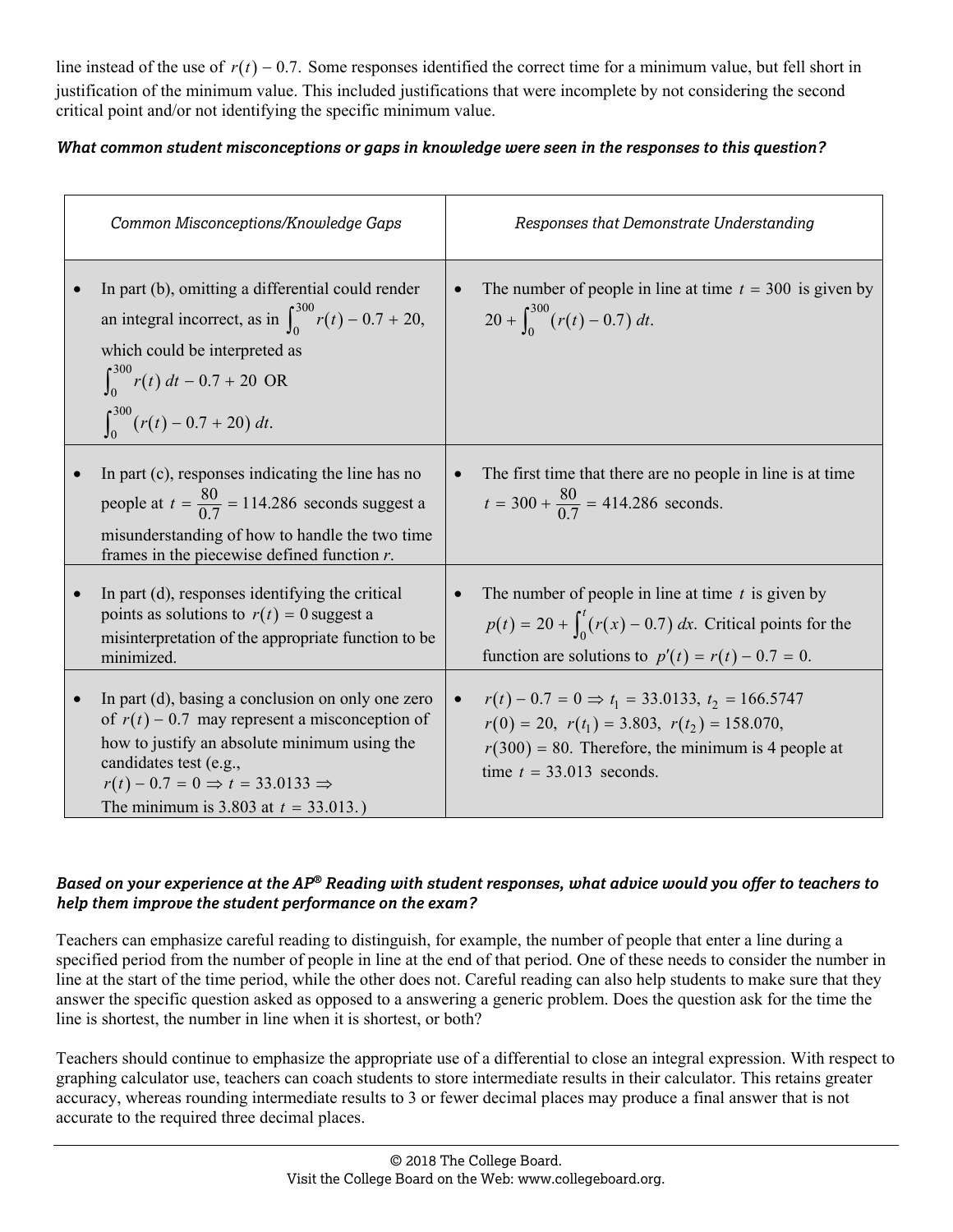line instead of the use of $r(t) - 0.7$. Some responses identified the correct time for a minimum value, but fell short in justification of the minimum value. This included justifications that were incomplete by not considering the second critical point and/or not identifying the specific minimum value.

***What common student misconceptions or gaps in knowledge were seen in the responses to this question?***

| *Common Misconceptions/Knowledge Gaps* | *Responses that Demonstrate Understanding* |
| --- | --- |
| • In part (b), omitting a differential could render an integral incorrect, as in $\int_0^{300} r(t) - 0.7 + 20$, which could be interpreted as $\int_0^{300} r(t)\,dt - 0.7 + 20$ OR $\int_0^{300} (r(t) - 0.7 + 20)\,dt$. | • The number of people in line at time $t = 300$ is given by $20 + \int_0^{300} (r(t) - 0.7)\,dt$. |
| • In part (c), responses indicating the line has no people at $t = \frac{80}{0.7} = 114.286$ seconds suggest a misunderstanding of how to handle the two time frames in the piecewise defined function $r$. | • The first time that there are no people in line is at time $t = 300 + \frac{80}{0.7} = 414.286$ seconds. |
| • In part (d), responses identifying the critical points as solutions to $r(t) = 0$ suggest a misinterpretation of the appropriate function to be minimized. | • The number of people in line at time $t$ is given by $p(t) = 20 + \int_0^t (r(x) - 0.7)\,dx$. Critical points for the function are solutions to $p'(t) = r(t) - 0.7 = 0$. |
| • In part (d), basing a conclusion on only one zero of $r(t) - 0.7$ may represent a misconception of how to justify an absolute minimum using the candidates test (e.g., $r(t) - 0.7 = 0 \Rightarrow t = 33.0133 \Rightarrow$ The minimum is 3.803 at $t = 33.013$.) | • $r(t) - 0.7 = 0 \Rightarrow t_1 = 33.0133,\ t_2 = 166.5747$ $r(0) = 20,\ r(t_1) = 3.803,\ r(t_2) = 158.070,$ $r(300) = 80$. Therefore, the minimum is 4 people at time $t = 33.013$ seconds. |

***Based on your experience at the AP® Reading with student responses, what advice would you offer to teachers to help them improve the student performance on the exam?***

Teachers can emphasize careful reading to distinguish, for example, the number of people that enter a line during a specified period from the number of people in line at the end of that period. One of these needs to consider the number in line at the start of the time period, while the other does not. Careful reading can also help students to make sure that they answer the specific question asked as opposed to a answering a generic problem. Does the question ask for the time the line is shortest, the number in line when it is shortest, or both?

Teachers should continue to emphasize the appropriate use of a differential to close an integral expression. With respect to graphing calculator use, teachers can coach students to store intermediate results in their calculator. This retains greater accuracy, whereas rounding intermediate results to 3 or fewer decimal places may produce a final answer that is not accurate to the required three decimal places.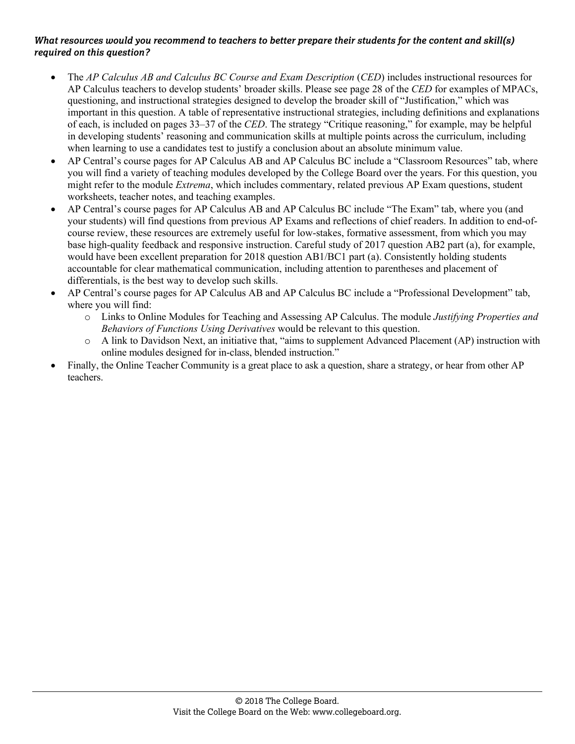***What resources would you recommend to teachers to better prepare their students for the content and skill(s) required on this question?***

- The *AP Calculus AB and Calculus BC Course and Exam Description* (*CED*) includes instructional resources for AP Calculus teachers to develop students' broader skills. Please see page 28 of the *CED* for examples of MPACs, questioning, and instructional strategies designed to develop the broader skill of "Justification," which was important in this question. A table of representative instructional strategies, including definitions and explanations of each, is included on pages 33–37 of the *CED*. The strategy "Critique reasoning," for example, may be helpful in developing students' reasoning and communication skills at multiple points across the curriculum, including when learning to use a candidates test to justify a conclusion about an absolute minimum value.
- AP Central's course pages for AP Calculus AB and AP Calculus BC include a "Classroom Resources" tab, where you will find a variety of teaching modules developed by the College Board over the years. For this question, you might refer to the module *Extrema*, which includes commentary, related previous AP Exam questions, student worksheets, teacher notes, and teaching examples.
- AP Central's course pages for AP Calculus AB and AP Calculus BC include "The Exam" tab, where you (and your students) will find questions from previous AP Exams and reflections of chief readers. In addition to end-of-course review, these resources are extremely useful for low-stakes, formative assessment, from which you may base high-quality feedback and responsive instruction. Careful study of 2017 question AB2 part (a), for example, would have been excellent preparation for 2018 question AB1/BC1 part (a). Consistently holding students accountable for clear mathematical communication, including attention to parentheses and placement of differentials, is the best way to develop such skills.
- AP Central's course pages for AP Calculus AB and AP Calculus BC include a "Professional Development" tab, where you will find:
  - Links to Online Modules for Teaching and Assessing AP Calculus. The module *Justifying Properties and Behaviors of Functions Using Derivatives* would be relevant to this question.
  - A link to Davidson Next, an initiative that, "aims to supplement Advanced Placement (AP) instruction with online modules designed for in-class, blended instruction."
- Finally, the Online Teacher Community is a great place to ask a question, share a strategy, or hear from other AP teachers.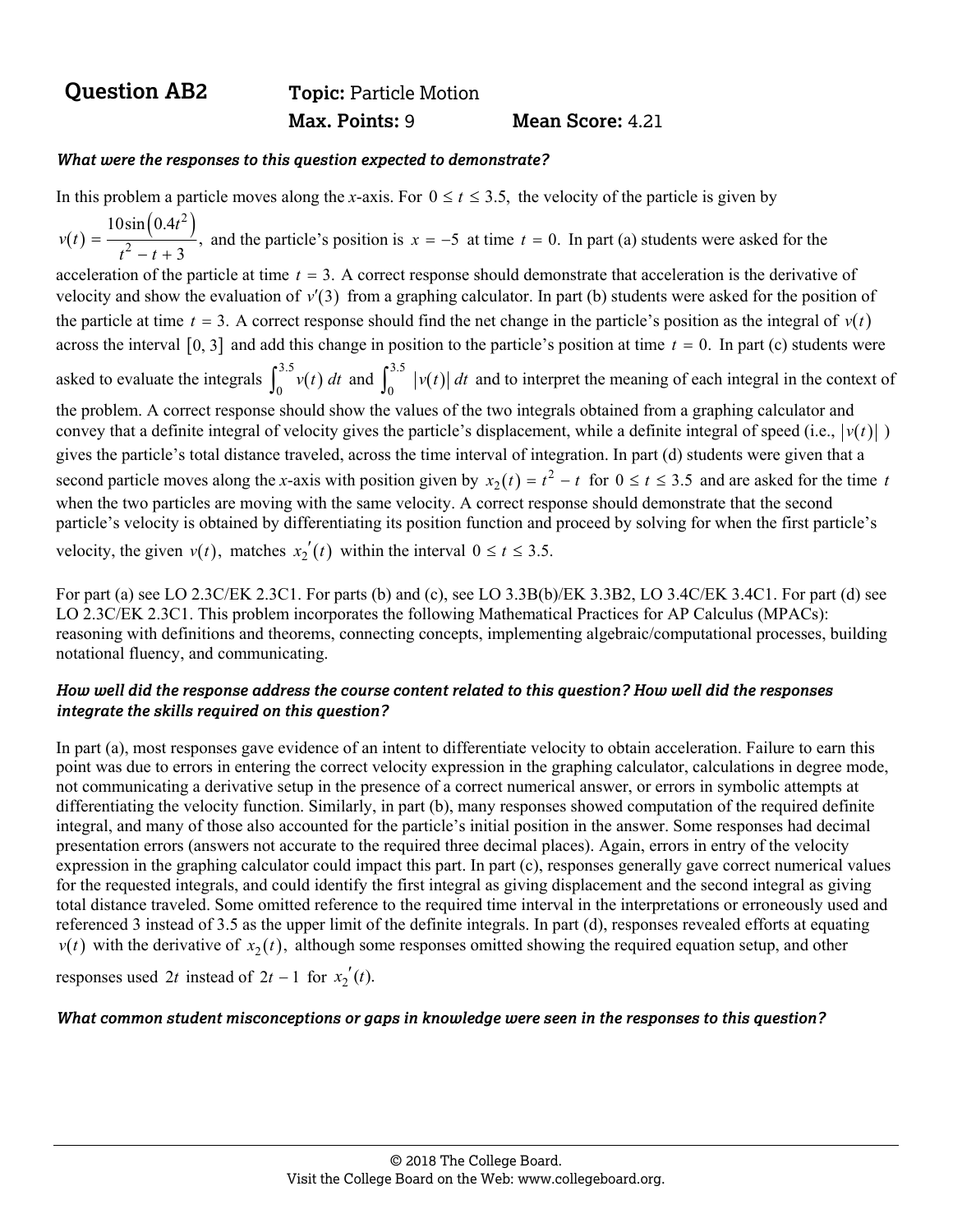## Question AB2

**Topic:** Particle Motion

**Max. Points:** 9 **Mean Score:** 4.21

***What were the responses to this question expected to demonstrate?***

In this problem a particle moves along the $x$-axis. For $0 \le t \le 3.5,$ the velocity of the particle is given by $v(t) = \dfrac{10\sin\left(0.4t^2\right)}{t^2 - t + 3},$ and the particle's position is $x = -5$ at time $t = 0.$ In part (a) students were asked for the acceleration of the particle at time $t = 3.$ A correct response should demonstrate that acceleration is the derivative of velocity and show the evaluation of $v'(3)$ from a graphing calculator. In part (b) students were asked for the position of the particle at time $t = 3.$ A correct response should find the net change in the particle's position as the integral of $v(t)$ across the interval $[0, 3]$ and add this change in position to the particle's position at time $t = 0.$ In part (c) students were asked to evaluate the integrals $\int_0^{3.5} v(t)\, dt$ and $\int_0^{3.5} |v(t)|\, dt$ and to interpret the meaning of each integral in the context of the problem. A correct response should show the values of the two integrals obtained from a graphing calculator and convey that a definite integral of velocity gives the particle's displacement, while a definite integral of speed (i.e., $|v(t)|$) gives the particle's total distance traveled, across the time interval of integration. In part (d) students were given that a second particle moves along the $x$-axis with position given by $x_2(t) = t^2 - t$ for $0 \le t \le 3.5$ and are asked for the time $t$ when the two particles are moving with the same velocity. A correct response should demonstrate that the second particle's velocity is obtained by differentiating its position function and proceed by solving for when the first particle's velocity, the given $v(t),$ matches $x_2'(t)$ within the interval $0 \le t \le 3.5.$

For part (a) see LO 2.3C/EK 2.3C1. For parts (b) and (c), see LO 3.3B(b)/EK 3.3B2, LO 3.4C/EK 3.4C1. For part (d) see LO 2.3C/EK 2.3C1. This problem incorporates the following Mathematical Practices for AP Calculus (MPACs): reasoning with definitions and theorems, connecting concepts, implementing algebraic/computational processes, building notational fluency, and communicating.

***How well did the response address the course content related to this question? How well did the responses integrate the skills required on this question?***

In part (a), most responses gave evidence of an intent to differentiate velocity to obtain acceleration. Failure to earn this point was due to errors in entering the correct velocity expression in the graphing calculator, calculations in degree mode, not communicating a derivative setup in the presence of a correct numerical answer, or errors in symbolic attempts at differentiating the velocity function. Similarly, in part (b), many responses showed computation of the required definite integral, and many of those also accounted for the particle's initial position in the answer. Some responses had decimal presentation errors (answers not accurate to the required three decimal places). Again, errors in entry of the velocity expression in the graphing calculator could impact this part. In part (c), responses generally gave correct numerical values for the requested integrals, and could identify the first integral as giving displacement and the second integral as giving total distance traveled. Some omitted reference to the required time interval in the interpretations or erroneously used and referenced 3 instead of 3.5 as the upper limit of the definite integrals. In part (d), responses revealed efforts at equating $v(t)$ with the derivative of $x_2(t),$ although some responses omitted showing the required equation setup, and other responses used $2t$ instead of $2t - 1$ for $x_2'(t).$

***What common student misconceptions or gaps in knowledge were seen in the responses to this question?***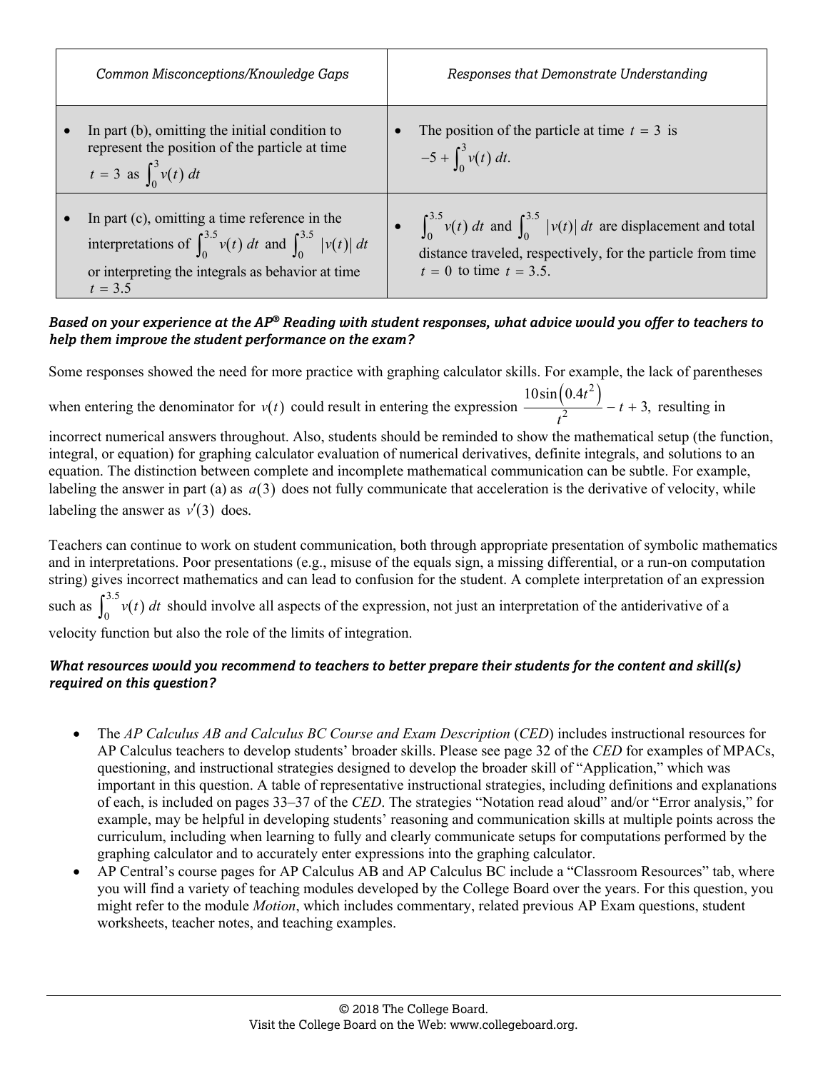| *Common Misconceptions/Knowledge Gaps* | *Responses that Demonstrate Understanding* |
|---|---|
| • In part (b), omitting the initial condition to represent the position of the particle at time $t = 3$ as $\int_0^3 v(t)\,dt$ | • The position of the particle at time $t = 3$ is $-5 + \int_0^3 v(t)\,dt$. |
| • In part (c), omitting a time reference in the interpretations of $\int_0^{3.5} v(t)\,dt$ and $\int_0^{3.5} \lvert v(t) \rvert\,dt$ or interpreting the integrals as behavior at time $t = 3.5$ | • $\int_0^{3.5} v(t)\,dt$ and $\int_0^{3.5} \lvert v(t) \rvert\,dt$ are displacement and total distance traveled, respectively, for the particle from time $t = 0$ to time $t = 3.5$. |

***Based on your experience at the AP® Reading with student responses, what advice would you offer to teachers to help them improve the student performance on the exam?***

Some responses showed the need for more practice with graphing calculator skills. For example, the lack of parentheses when entering the denominator for $v(t)$ could result in entering the expression $\frac{10\sin\left(0.4t^2\right)}{t^2} - t + 3,$ resulting in incorrect numerical answers throughout. Also, students should be reminded to show the mathematical setup (the function, integral, or equation) for graphing calculator evaluation of numerical derivatives, definite integrals, and solutions to an equation. The distinction between complete and incomplete mathematical communication can be subtle. For example, labeling the answer in part (a) as $a(3)$ does not fully communicate that acceleration is the derivative of velocity, while labeling the answer as $v'(3)$ does.

Teachers can continue to work on student communication, both through appropriate presentation of symbolic mathematics and in interpretations. Poor presentations (e.g., misuse of the equals sign, a missing differential, or a run-on computation string) gives incorrect mathematics and can lead to confusion for the student. A complete interpretation of an expression such as $\int_0^{3.5} v(t)\,dt$ should involve all aspects of the expression, not just an interpretation of the antiderivative of a velocity function but also the role of the limits of integration.

***What resources would you recommend to teachers to better prepare their students for the content and skill(s) required on this question?***

- The *AP Calculus AB and Calculus BC Course and Exam Description* (*CED*) includes instructional resources for AP Calculus teachers to develop students' broader skills. Please see page 32 of the *CED* for examples of MPACs, questioning, and instructional strategies designed to develop the broader skill of "Application," which was important in this question. A table of representative instructional strategies, including definitions and explanations of each, is included on pages 33–37 of the *CED*. The strategies "Notation read aloud" and/or "Error analysis," for example, may be helpful in developing students' reasoning and communication skills at multiple points across the curriculum, including when learning to fully and clearly communicate setups for computations performed by the graphing calculator and to accurately enter expressions into the graphing calculator.
- AP Central's course pages for AP Calculus AB and AP Calculus BC include a "Classroom Resources" tab, where you will find a variety of teaching modules developed by the College Board over the years. For this question, you might refer to the module *Motion*, which includes commentary, related previous AP Exam questions, student worksheets, teacher notes, and teaching examples.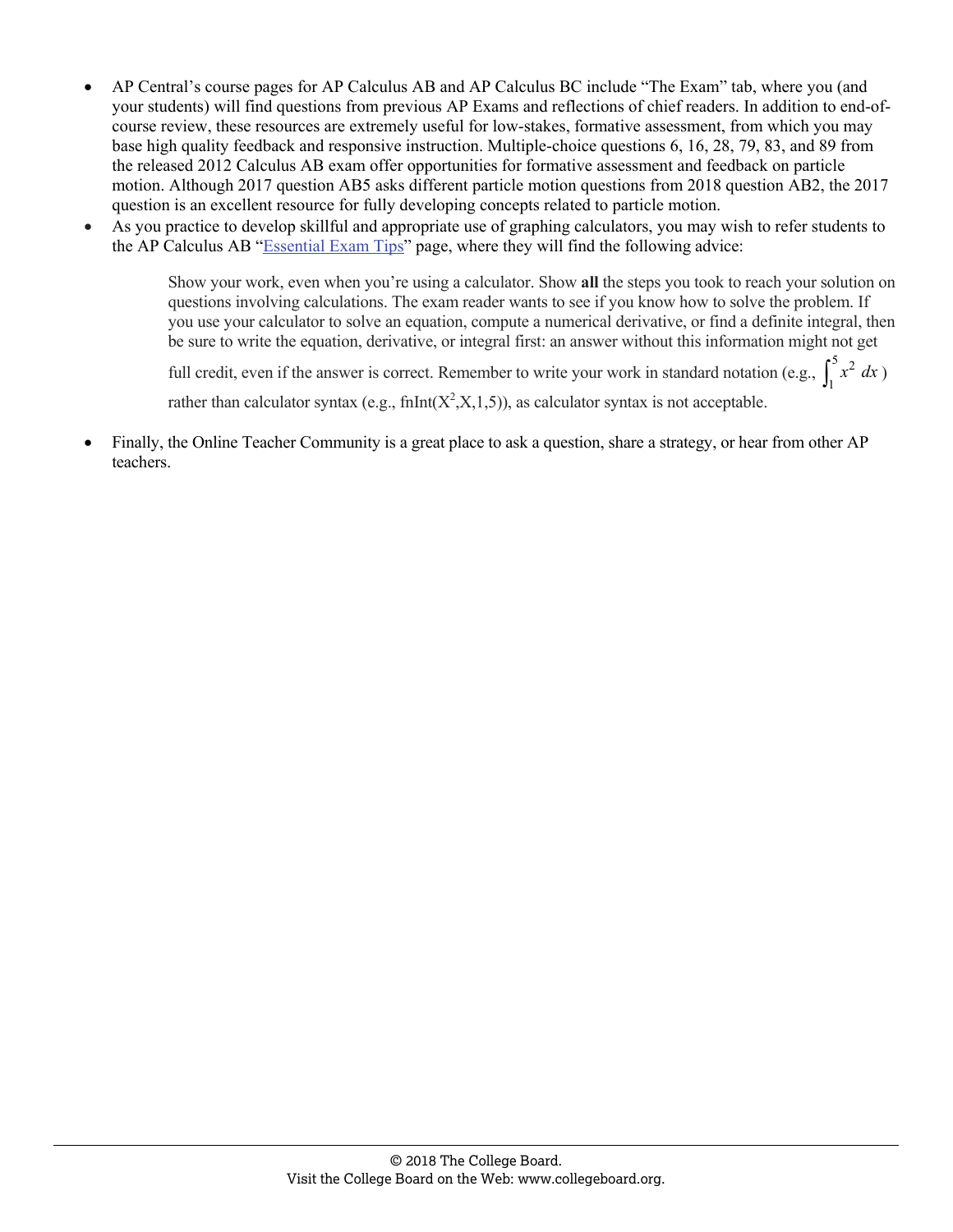- AP Central's course pages for AP Calculus AB and AP Calculus BC include "The Exam" tab, where you (and your students) will find questions from previous AP Exams and reflections of chief readers. In addition to end-of-course review, these resources are extremely useful for low-stakes, formative assessment, from which you may base high quality feedback and responsive instruction. Multiple-choice questions 6, 16, 28, 79, 83, and 89 from the released 2012 Calculus AB exam offer opportunities for formative assessment and feedback on particle motion. Although 2017 question AB5 asks different particle motion questions from 2018 question AB2, the 2017 question is an excellent resource for fully developing concepts related to particle motion.
- As you practice to develop skillful and appropriate use of graphing calculators, you may wish to refer students to the AP Calculus AB "Essential Exam Tips" page, where they will find the following advice:

  > Show your work, even when you're using a calculator. Show **all** the steps you took to reach your solution on questions involving calculations. The exam reader wants to see if you know how to solve the problem. If you use your calculator to solve an equation, compute a numerical derivative, or find a definite integral, then be sure to write the equation, derivative, or integral first: an answer without this information might not get full credit, even if the answer is correct. Remember to write your work in standard notation (e.g., $\int_1^5 x^2\,dx$) rather than calculator syntax (e.g., fnInt($X^2$,X,1,5)), as calculator syntax is not acceptable.

- Finally, the Online Teacher Community is a great place to ask a question, share a strategy, or hear from other AP teachers.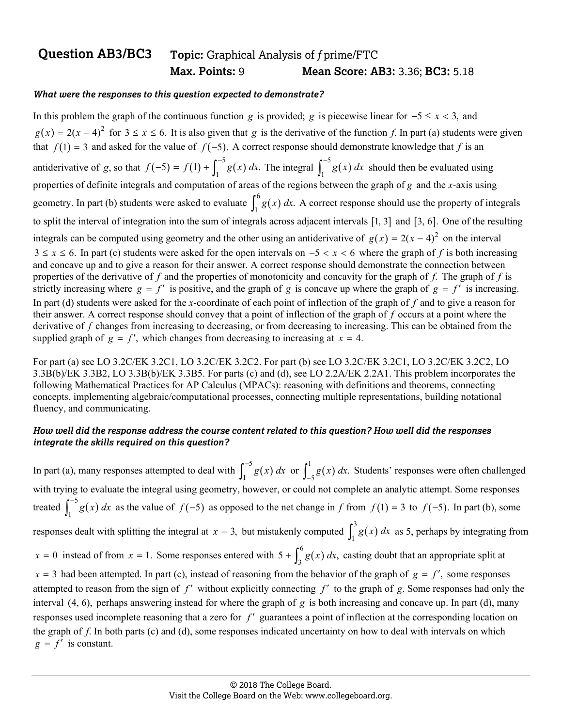## Question AB3/BC3 **Topic:** Graphical Analysis of *f* prime/FTC

**Max. Points:** 9 **Mean Score: AB3:** 3.36; **BC3:** 5.18

### *What were the responses to this question expected to demonstrate?*

In this problem the graph of the continuous function $g$ is provided; $g$ is piecewise linear for $-5 \le x < 3,$ and $g(x) = 2(x-4)^2$ for $3 \le x \le 6.$ It is also given that $g$ is the derivative of the function *f*. In part (a) students were given that $f(1) = 3$ and asked for the value of $f(-5).$ A correct response should demonstrate knowledge that *f* is an antiderivative of *g*, so that $f(-5) = f(1) + \int_1^{-5} g(x)\,dx.$ The integral $\int_1^{-5} g(x)\,dx$ should then be evaluated using properties of definite integrals and computation of areas of the regions between the graph of *g* and the *x*-axis using geometry. In part (b) students were asked to evaluate $\int_1^6 g(x)\,dx.$ A correct response should use the property of integrals to split the interval of integration into the sum of integrals across adjacent intervals $[1, 3]$ and $[3, 6].$ One of the resulting integrals can be computed using geometry and the other using an antiderivative of $g(x) = 2(x-4)^2$ on the interval $3 \le x \le 6.$ In part (c) students were asked for the open intervals on $-5 < x < 6$ where the graph of *f* is both increasing and concave up and to give a reason for their answer. A correct response should demonstrate the connection between properties of the derivative of *f* and the properties of monotonicity and concavity for the graph of *f*. The graph of *f* is strictly increasing where $g = f'$ is positive, and the graph of $g$ is concave up where the graph of $g = f'$ is increasing. In part (d) students were asked for the *x*-coordinate of each point of inflection of the graph of *f* and to give a reason for their answer. A correct response should convey that a point of inflection of the graph of *f* occurs at a point where the derivative of *f* changes from increasing to decreasing, or from decreasing to increasing. This can be obtained from the supplied graph of $g = f',$ which changes from decreasing to increasing at $x = 4.$

For part (a) see LO 3.2C/EK 3.2C1, LO 3.2C/EK 3.2C2. For part (b) see LO 3.2C/EK 3.2C1, LO 3.2C/EK 3.2C2, LO 3.3B(b)/EK 3.3B2, LO 3.3B(b)/EK 3.3B5. For parts (c) and (d), see LO 2.2A/EK 2.2A1. This problem incorporates the following Mathematical Practices for AP Calculus (MPACs): reasoning with definitions and theorems, connecting concepts, implementing algebraic/computational processes, connecting multiple representations, building notational fluency, and communicating.

### *How well did the response address the course content related to this question? How well did the responses integrate the skills required on this question?*

In part (a), many responses attempted to deal with $\int_1^{-5} g(x)\,dx$ or $\int_{-5}^{1} g(x)\,dx.$ Students' responses were often challenged with trying to evaluate the integral using geometry, however, or could not complete an analytic attempt. Some responses treated $\int_1^{-5} g(x)\,dx$ as the value of $f(-5)$ as opposed to the net change in *f* from $f(1) = 3$ to $f(-5).$ In part (b), some responses dealt with splitting the integral at $x = 3,$ but mistakenly computed $\int_1^3 g(x)\,dx$ as 5, perhaps by integrating from $x = 0$ instead of from $x = 1.$ Some responses entered with $5 + \int_3^6 g(x)\,dx,$ casting doubt that an appropriate split at $x = 3$ had been attempted. In part (c), instead of reasoning from the behavior of the graph of $g = f',$ some responses attempted to reason from the sign of $f'$ without explicitly connecting $f'$ to the graph of $g$. Some responses had only the interval $(4, 6),$ perhaps answering instead for where the graph of $g$ is both increasing and concave up. In part (d), many responses used incomplete reasoning that a zero for $f'$ guarantees a point of inflection at the corresponding location on the graph of *f*. In both parts (c) and (d), some responses indicated uncertainty on how to deal with intervals on which $g = f'$ is constant.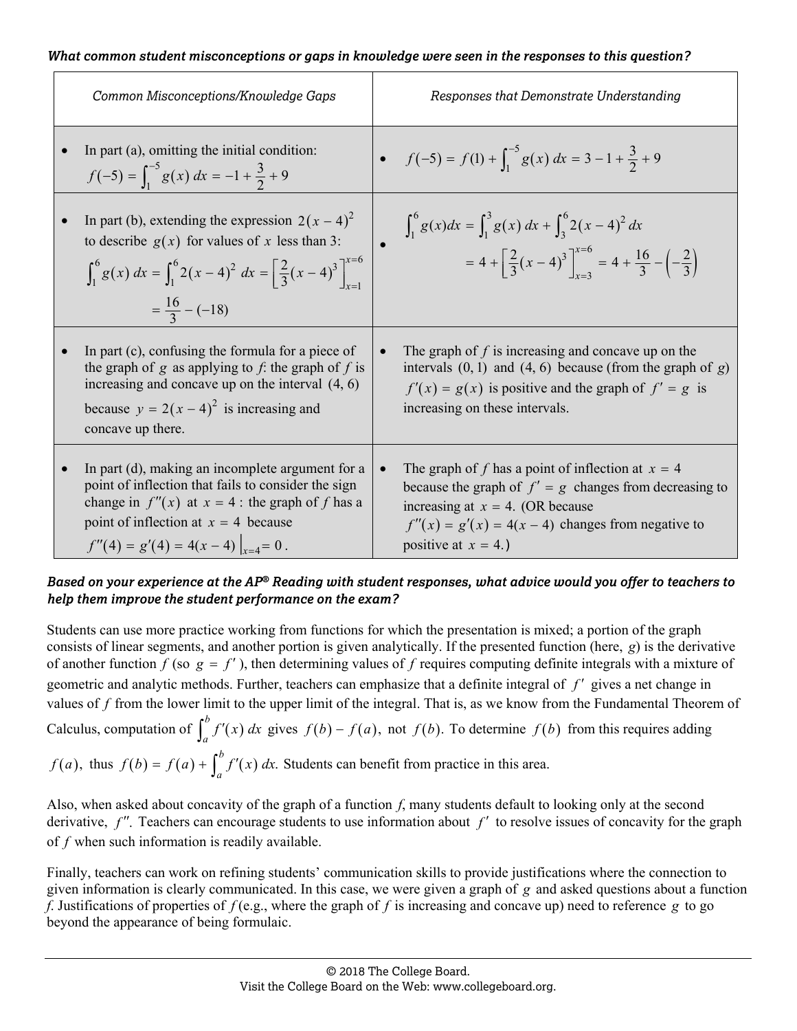***What common student misconceptions or gaps in knowledge were seen in the responses to this question?***

| Common Misconceptions/Knowledge Gaps | Responses that Demonstrate Understanding |
|---|---|
| • In part (a), omitting the initial condition: $f(-5) = \int_1^{-5} g(x)\,dx = -1 + \frac{3}{2} + 9$ | • $f(-5) = f(1) + \int_1^{-5} g(x)\,dx = 3 - 1 + \frac{3}{2} + 9$ |
| • In part (b), extending the expression $2(x-4)^2$ to describe $g(x)$ for values of $x$ less than 3: $\int_1^6 g(x)\,dx = \int_1^6 2(x-4)^2\,dx = \left[\frac{2}{3}(x-4)^3\right]_{x=1}^{x=6} = \frac{16}{3} - (-18)$ | • $\int_1^6 g(x)dx = \int_1^3 g(x)\,dx + \int_3^6 2(x-4)^2\,dx = 4 + \left[\frac{2}{3}(x-4)^3\right]_{x=3}^{x=6} = 4 + \frac{16}{3} - \left(-\frac{2}{3}\right)$ |
| • In part (c), confusing the formula for a piece of the graph of $g$ as applying to $f$: the graph of $f$ is increasing and concave up on the interval $(4, 6)$ because $y = 2(x-4)^2$ is increasing and concave up there. | • The graph of $f$ is increasing and concave up on the intervals $(0, 1)$ and $(4, 6)$ because (from the graph of $g$) $f'(x) = g(x)$ is positive and the graph of $f' = g$ is increasing on these intervals. |
| • In part (d), making an incomplete argument for a point of inflection that fails to consider the sign change in $f''(x)$ at $x = 4$: the graph of $f$ has a point of inflection at $x = 4$ because $f''(4) = g'(4) = 4(x-4)\big\vert_{x=4} = 0$. | • The graph of $f$ has a point of inflection at $x = 4$ because the graph of $f' = g$ changes from decreasing to increasing at $x = 4$. (OR because $f''(x) = g'(x) = 4(x-4)$ changes from negative to positive at $x = 4$.) |

***Based on your experience at the AP® Reading with student responses, what advice would you offer to teachers to help them improve the student performance on the exam?***

Students can use more practice working from functions for which the presentation is mixed; a portion of the graph consists of linear segments, and another portion is given analytically. If the presented function (here, $g$) is the derivative of another function $f$ (so $g = f'$), then determining values of $f$ requires computing definite integrals with a mixture of geometric and analytic methods. Further, teachers can emphasize that a definite integral of $f'$ gives a net change in values of $f$ from the lower limit to the upper limit of the integral. That is, as we know from the Fundamental Theorem of Calculus, computation of $\int_a^b f'(x)\,dx$ gives $f(b) - f(a)$, not $f(b)$. To determine $f(b)$ from this requires adding $f(a)$, thus $f(b) = f(a) + \int_a^b f'(x)\,dx$. Students can benefit from practice in this area.

Also, when asked about concavity of the graph of a function $f$, many students default to looking only at the second derivative, $f''$. Teachers can encourage students to use information about $f'$ to resolve issues of concavity for the graph of $f$ when such information is readily available.

Finally, teachers can work on refining students' communication skills to provide justifications where the connection to given information is clearly communicated. In this case, we were given a graph of $g$ and asked questions about a function $f$. Justifications of properties of $f$ (e.g., where the graph of $f$ is increasing and concave up) need to reference $g$ to go beyond the appearance of being formulaic.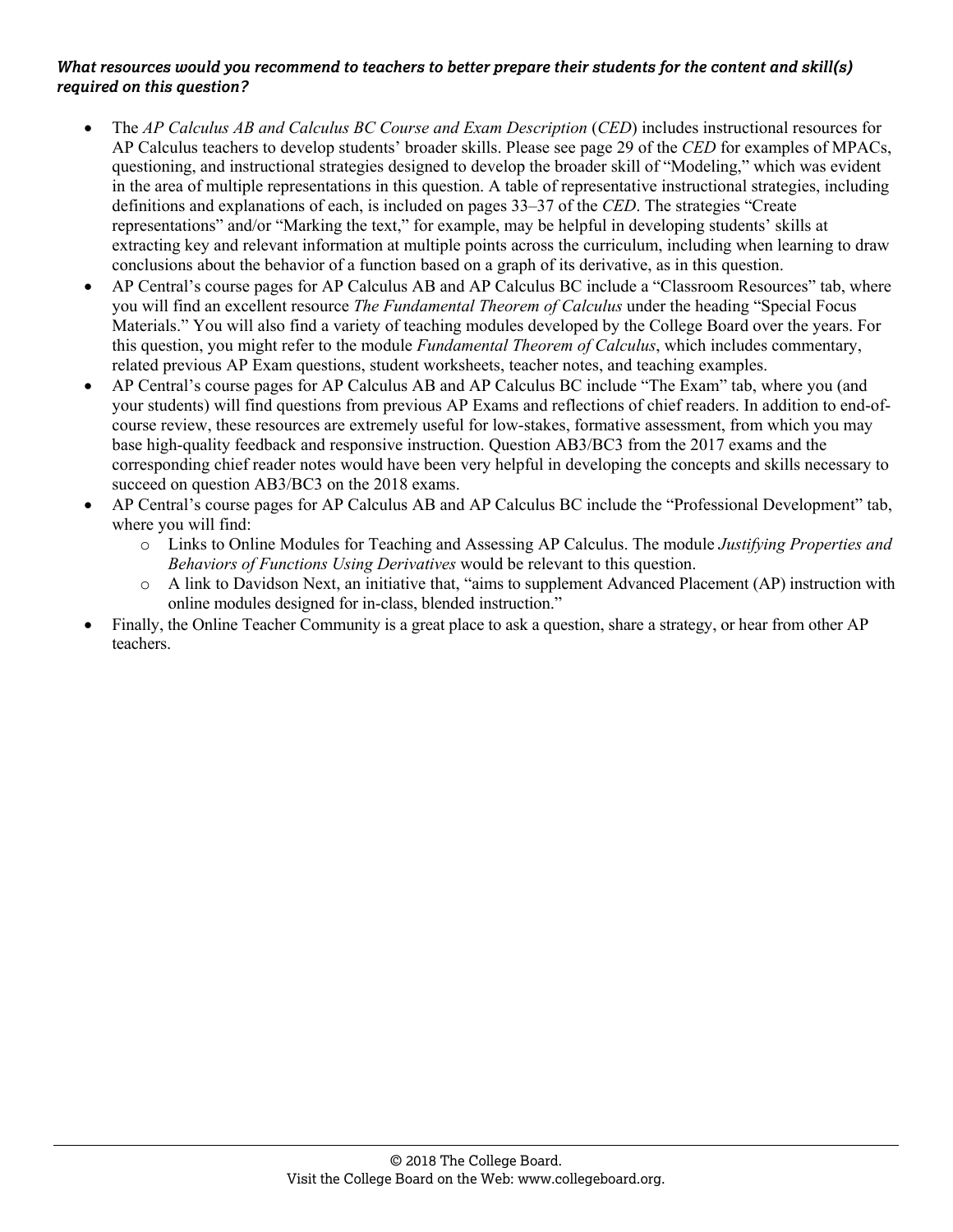***What resources would you recommend to teachers to better prepare their students for the content and skill(s) required on this question?***

- The *AP Calculus AB and Calculus BC Course and Exam Description* (*CED*) includes instructional resources for AP Calculus teachers to develop students' broader skills. Please see page 29 of the *CED* for examples of MPACs, questioning, and instructional strategies designed to develop the broader skill of "Modeling," which was evident in the area of multiple representations in this question. A table of representative instructional strategies, including definitions and explanations of each, is included on pages 33–37 of the *CED*. The strategies "Create representations" and/or "Marking the text," for example, may be helpful in developing students' skills at extracting key and relevant information at multiple points across the curriculum, including when learning to draw conclusions about the behavior of a function based on a graph of its derivative, as in this question.
- AP Central's course pages for AP Calculus AB and AP Calculus BC include a "Classroom Resources" tab, where you will find an excellent resource *The Fundamental Theorem of Calculus* under the heading "Special Focus Materials." You will also find a variety of teaching modules developed by the College Board over the years. For this question, you might refer to the module *Fundamental Theorem of Calculus*, which includes commentary, related previous AP Exam questions, student worksheets, teacher notes, and teaching examples.
- AP Central's course pages for AP Calculus AB and AP Calculus BC include "The Exam" tab, where you (and your students) will find questions from previous AP Exams and reflections of chief readers. In addition to end-of-course review, these resources are extremely useful for low-stakes, formative assessment, from which you may base high-quality feedback and responsive instruction. Question AB3/BC3 from the 2017 exams and the corresponding chief reader notes would have been very helpful in developing the concepts and skills necessary to succeed on question AB3/BC3 on the 2018 exams.
- AP Central's course pages for AP Calculus AB and AP Calculus BC include the "Professional Development" tab, where you will find:
  - Links to Online Modules for Teaching and Assessing AP Calculus. The module *Justifying Properties and Behaviors of Functions Using Derivatives* would be relevant to this question.
  - A link to Davidson Next, an initiative that, "aims to supplement Advanced Placement (AP) instruction with online modules designed for in-class, blended instruction."
- Finally, the Online Teacher Community is a great place to ask a question, share a strategy, or hear from other AP teachers.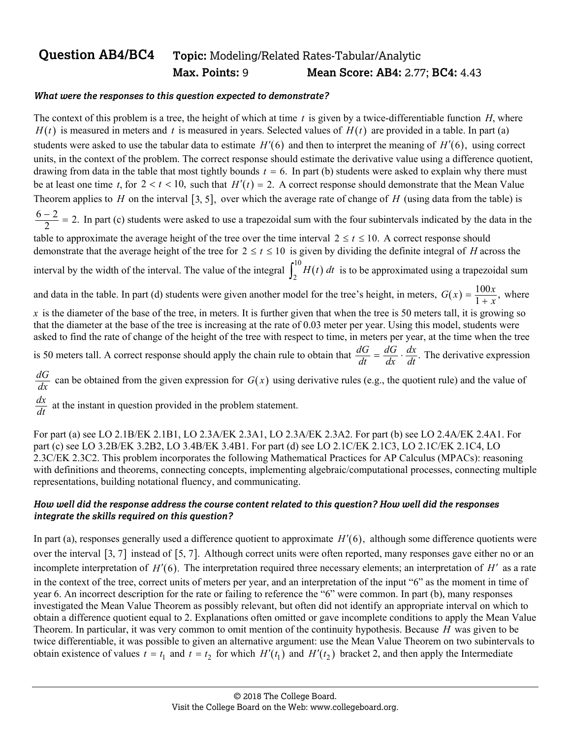**Question AB4/BC4** **Topic:** Modeling/Related Rates-Tabular/Analytic
**Max. Points:** 9 **Mean Score: AB4:** 2.77; **BC4:** 4.43

***What were the responses to this question expected to demonstrate?***

The context of this problem is a tree, the height of which at time $t$ is given by a twice-differentiable function $H$, where $H(t)$ is measured in meters and $t$ is measured in years. Selected values of $H(t)$ are provided in a table. In part (a) students were asked to use the tabular data to estimate $H'(6)$ and then to interpret the meaning of $H'(6)$, using correct units, in the context of the problem. The correct response should estimate the derivative value using a difference quotient, drawing from data in the table that most tightly bounds $t = 6$. In part (b) students were asked to explain why there must be at least one time $t$, for $2 < t < 10$, such that $H'(t) = 2$. A correct response should demonstrate that the Mean Value Theorem applies to $H$ on the interval $[3, 5]$, over which the average rate of change of $H$ (using data from the table) is $\frac{6-2}{2} = 2$. In part (c) students were asked to use a trapezoidal sum with the four subintervals indicated by the data in the table to approximate the average height of the tree over the time interval $2 \le t \le 10$. A correct response should demonstrate that the average height of the tree for $2 \le t \le 10$ is given by dividing the definite integral of $H$ across the interval by the width of the interval. The value of the integral $\int_2^{10} H(t)\,dt$ is to be approximated using a trapezoidal sum and data in the table. In part (d) students were given another model for the tree's height, in meters, $G(x) = \frac{100x}{1+x}$, where $x$ is the diameter of the base of the tree, in meters. It is further given that when the tree is 50 meters tall, it is growing so that the diameter at the base of the tree is increasing at the rate of 0.03 meter per year. Using this model, students were asked to find the rate of change of the height of the tree with respect to time, in meters per year, at the time when the tree is 50 meters tall. A correct response should apply the chain rule to obtain that $\frac{dG}{dt} = \frac{dG}{dx} \cdot \frac{dx}{dt}$. The derivative expression $\frac{dG}{dx}$ can be obtained from the given expression for $G(x)$ using derivative rules (e.g., the quotient rule) and the value of $\frac{dx}{dt}$ at the instant in question provided in the problem statement.

For part (a) see LO 2.1B/EK 2.1B1, LO 2.3A/EK 2.3A1, LO 2.3A/EK 2.3A2. For part (b) see LO 2.4A/EK 2.4A1. For part (c) see LO 3.2B/EK 3.2B2, LO 3.4B/EK 3.4B1. For part (d) see LO 2.1C/EK 2.1C3, LO 2.1C/EK 2.1C4, LO 2.3C/EK 2.3C2. This problem incorporates the following Mathematical Practices for AP Calculus (MPACs): reasoning with definitions and theorems, connecting concepts, implementing algebraic/computational processes, connecting multiple representations, building notational fluency, and communicating.

***How well did the response address the course content related to this question? How well did the responses integrate the skills required on this question?***

In part (a), responses generally used a difference quotient to approximate $H'(6)$, although some difference quotients were over the interval $[3, 7]$ instead of $[5, 7]$. Although correct units were often reported, many responses gave either no or an incomplete interpretation of $H'(6)$. The interpretation required three necessary elements; an interpretation of $H'$ as a rate in the context of the tree, correct units of meters per year, and an interpretation of the input "6" as the moment in time of year 6. An incorrect description for the rate or failing to reference the "6" were common. In part (b), many responses investigated the Mean Value Theorem as possibly relevant, but often did not identify an appropriate interval on which to obtain a difference quotient equal to 2. Explanations often omitted or gave incomplete conditions to apply the Mean Value Theorem. In particular, it was very common to omit mention of the continuity hypothesis. Because $H$ was given to be twice differentiable, it was possible to given an alternative argument: use the Mean Value Theorem on two subintervals to obtain existence of values $t = t_1$ and $t = t_2$ for which $H'(t_1)$ and $H'(t_2)$ bracket 2, and then apply the Intermediate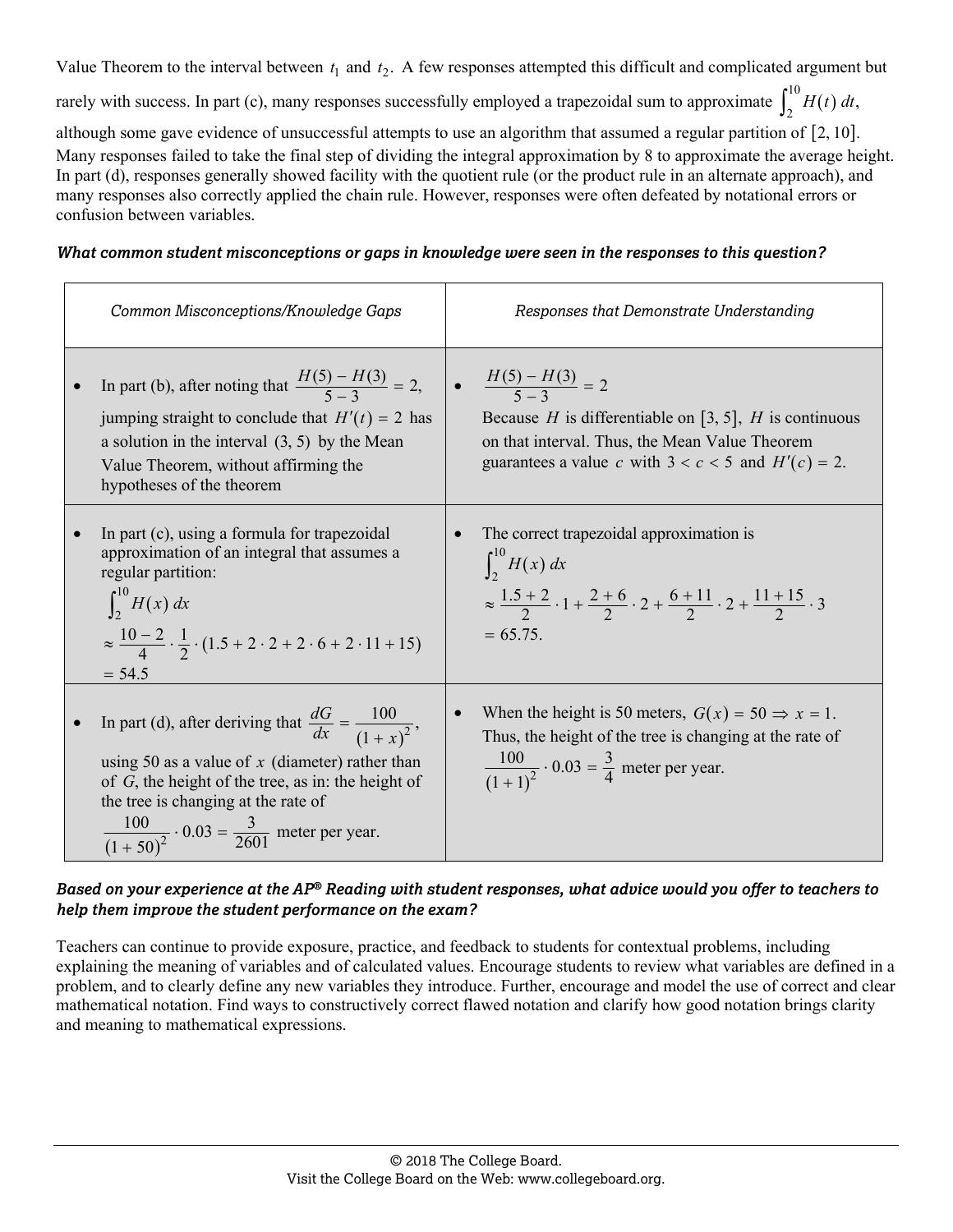Value Theorem to the interval between $t_1$ and $t_2$. A few responses attempted this difficult and complicated argument but rarely with success. In part (c), many responses successfully employed a trapezoidal sum to approximate $\int_2^{10} H(t)\,dt$, although some gave evidence of unsuccessful attempts to use an algorithm that assumed a regular partition of $[2, 10]$. Many responses failed to take the final step of dividing the integral approximation by 8 to approximate the average height. In part (d), responses generally showed facility with the quotient rule (or the product rule in an alternate approach), and many responses also correctly applied the chain rule. However, responses were often defeated by notational errors or confusion between variables.

***What common student misconceptions or gaps in knowledge were seen in the responses to this question?***

| *Common Misconceptions/Knowledge Gaps* | *Responses that Demonstrate Understanding* |
|---|---|
| • In part (b), after noting that $\frac{H(5) - H(3)}{5 - 3} = 2$, jumping straight to conclude that $H'(t) = 2$ has a solution in the interval $(3, 5)$ by the Mean Value Theorem, without affirming the hypotheses of the theorem | • $\frac{H(5) - H(3)}{5 - 3} = 2$ <br> Because $H$ is differentiable on $[3, 5]$, $H$ is continuous on that interval. Thus, the Mean Value Theorem guarantees a value $c$ with $3 < c < 5$ and $H'(c) = 2$. |
| • In part (c), using a formula for trapezoidal approximation of an integral that assumes a regular partition: <br> $\int_2^{10} H(x)\,dx$ <br> $\approx \frac{10 - 2}{4} \cdot \frac{1}{2} \cdot (1.5 + 2 \cdot 2 + 2 \cdot 6 + 2 \cdot 11 + 15)$ <br> $= 54.5$ | • The correct trapezoidal approximation is <br> $\int_2^{10} H(x)\,dx$ <br> $\approx \frac{1.5 + 2}{2} \cdot 1 + \frac{2 + 6}{2} \cdot 2 + \frac{6 + 11}{2} \cdot 2 + \frac{11 + 15}{2} \cdot 3$ <br> $= 65.75.$ |
| • In part (d), after deriving that $\frac{dG}{dx} = \frac{100}{(1 + x)^2}$, using 50 as a value of $x$ (diameter) rather than of $G$, the height of the tree, as in: the height of the tree is changing at the rate of $\frac{100}{(1 + 50)^2} \cdot 0.03 = \frac{3}{2601}$ meter per year. | • When the height is 50 meters, $G(x) = 50 \Rightarrow x = 1.$ Thus, the height of the tree is changing at the rate of $\frac{100}{(1 + 1)^2} \cdot 0.03 = \frac{3}{4}$ meter per year. |

***Based on your experience at the AP® Reading with student responses, what advice would you offer to teachers to help them improve the student performance on the exam?***

Teachers can continue to provide exposure, practice, and feedback to students for contextual problems, including explaining the meaning of variables and of calculated values. Encourage students to review what variables are defined in a problem, and to clearly define any new variables they introduce. Further, encourage and model the use of correct and clear mathematical notation. Find ways to constructively correct flawed notation and clarify how good notation brings clarity and meaning to mathematical expressions.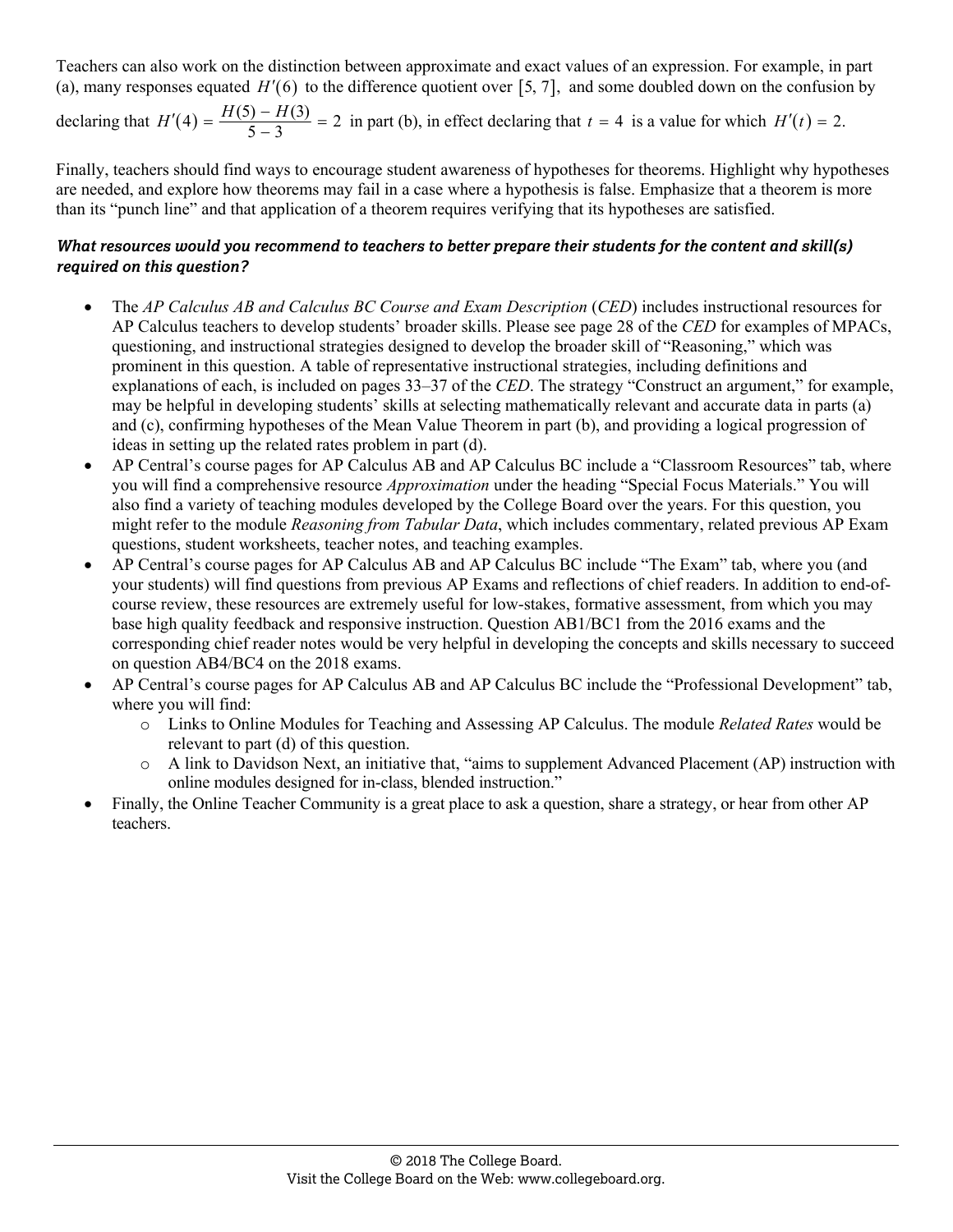Teachers can also work on the distinction between approximate and exact values of an expression. For example, in part (a), many responses equated $H'(6)$ to the difference quotient over $[5, 7]$, and some doubled down on the confusion by declaring that $H'(4) = \frac{H(5) - H(3)}{5 - 3} = 2$ in part (b), in effect declaring that $t = 4$ is a value for which $H'(t) = 2$.

Finally, teachers should find ways to encourage student awareness of hypotheses for theorems. Highlight why hypotheses are needed, and explore how theorems may fail in a case where a hypothesis is false. Emphasize that a theorem is more than its "punch line" and that application of a theorem requires verifying that its hypotheses are satisfied.

***What resources would you recommend to teachers to better prepare their students for the content and skill(s) required on this question?***

- The *AP Calculus AB and Calculus BC Course and Exam Description* (*CED*) includes instructional resources for AP Calculus teachers to develop students' broader skills. Please see page 28 of the *CED* for examples of MPACs, questioning, and instructional strategies designed to develop the broader skill of "Reasoning," which was prominent in this question. A table of representative instructional strategies, including definitions and explanations of each, is included on pages 33–37 of the *CED*. The strategy "Construct an argument," for example, may be helpful in developing students' skills at selecting mathematically relevant and accurate data in parts (a) and (c), confirming hypotheses of the Mean Value Theorem in part (b), and providing a logical progression of ideas in setting up the related rates problem in part (d).
- AP Central's course pages for AP Calculus AB and AP Calculus BC include a "Classroom Resources" tab, where you will find a comprehensive resource *Approximation* under the heading "Special Focus Materials." You will also find a variety of teaching modules developed by the College Board over the years. For this question, you might refer to the module *Reasoning from Tabular Data*, which includes commentary, related previous AP Exam questions, student worksheets, teacher notes, and teaching examples.
- AP Central's course pages for AP Calculus AB and AP Calculus BC include "The Exam" tab, where you (and your students) will find questions from previous AP Exams and reflections of chief readers. In addition to end-of-course review, these resources are extremely useful for low-stakes, formative assessment, from which you may base high quality feedback and responsive instruction. Question AB1/BC1 from the 2016 exams and the corresponding chief reader notes would be very helpful in developing the concepts and skills necessary to succeed on question AB4/BC4 on the 2018 exams.
- AP Central's course pages for AP Calculus AB and AP Calculus BC include the "Professional Development" tab, where you will find:
  - Links to Online Modules for Teaching and Assessing AP Calculus. The module *Related Rates* would be relevant to part (d) of this question.
  - A link to Davidson Next, an initiative that, "aims to supplement Advanced Placement (AP) instruction with online modules designed for in-class, blended instruction."
- Finally, the Online Teacher Community is a great place to ask a question, share a strategy, or hear from other AP teachers.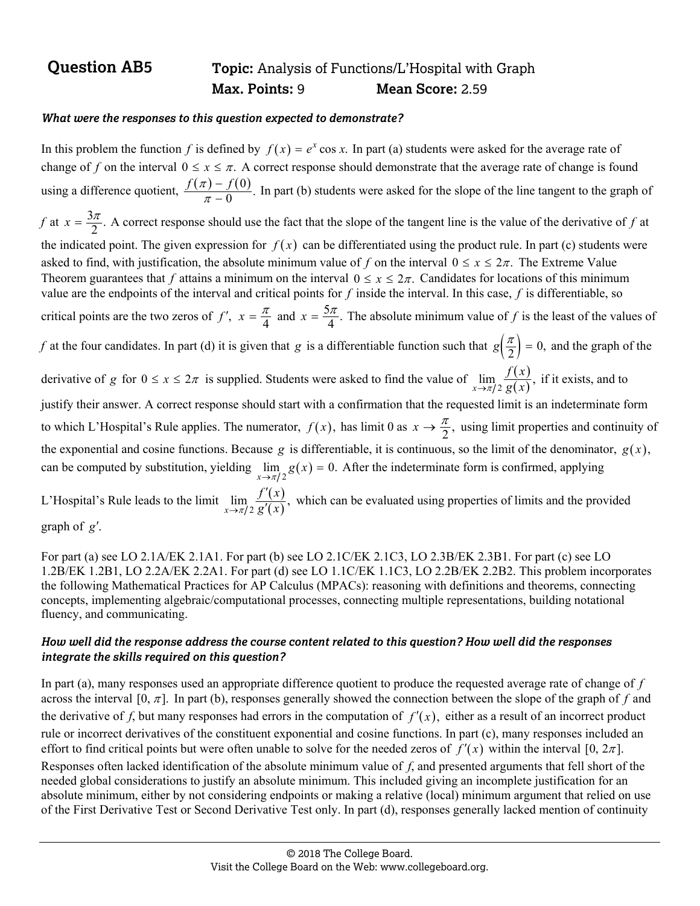**Question AB5** **Topic:** Analysis of Functions/L'Hospital with Graph
**Max. Points:** 9 **Mean Score:** 2.59

***What were the responses to this question expected to demonstrate?***

In this problem the function $f$ is defined by $f(x) = e^x \cos x$. In part (a) students were asked for the average rate of change of $f$ on the interval $0 \le x \le \pi$. A correct response should demonstrate that the average rate of change is found using a difference quotient, $\frac{f(\pi) - f(0)}{\pi - 0}$. In part (b) students were asked for the slope of the line tangent to the graph of $f$ at $x = \frac{3\pi}{2}$. A correct response should use the fact that the slope of the tangent line is the value of the derivative of $f$ at the indicated point. The given expression for $f(x)$ can be differentiated using the product rule. In part (c) students were asked to find, with justification, the absolute minimum value of $f$ on the interval $0 \le x \le 2\pi$. The Extreme Value Theorem guarantees that $f$ attains a minimum on the interval $0 \le x \le 2\pi$. Candidates for locations of this minimum value are the endpoints of the interval and critical points for $f$ inside the interval. In this case, $f$ is differentiable, so critical points are the two zeros of $f'$, $x = \frac{\pi}{4}$ and $x = \frac{5\pi}{4}$. The absolute minimum value of $f$ is the least of the values of $f$ at the four candidates. In part (d) it is given that $g$ is a differentiable function such that $g\left(\frac{\pi}{2}\right) = 0$, and the graph of the derivative of $g$ for $0 \le x \le 2\pi$ is supplied. Students were asked to find the value of $\lim_{x \to \pi/2} \frac{f(x)}{g(x)}$, if it exists, and to justify their answer. A correct response should start with a confirmation that the requested limit is an indeterminate form to which L'Hospital's Rule applies. The numerator, $f(x)$, has limit 0 as $x \to \frac{\pi}{2}$, using limit properties and continuity of the exponential and cosine functions. Because $g$ is differentiable, it is continuous, so the limit of the denominator, $g(x)$, can be computed by substitution, yielding $\lim_{x \to \pi/2} g(x) = 0$. After the indeterminate form is confirmed, applying L'Hospital's Rule leads to the limit $\lim_{x \to \pi/2} \frac{f'(x)}{g'(x)}$, which can be evaluated using properties of limits and the provided graph of $g'$.

For part (a) see LO 2.1A/EK 2.1A1. For part (b) see LO 2.1C/EK 2.1C3, LO 2.3B/EK 2.3B1. For part (c) see LO 1.2B/EK 1.2B1, LO 2.2A/EK 2.2A1. For part (d) see LO 1.1C/EK 1.1C3, LO 2.2B/EK 2.2B2. This problem incorporates the following Mathematical Practices for AP Calculus (MPACs): reasoning with definitions and theorems, connecting concepts, implementing algebraic/computational processes, connecting multiple representations, building notational fluency, and communicating.

***How well did the response address the course content related to this question? How well did the responses integrate the skills required on this question?***

In part (a), many responses used an appropriate difference quotient to produce the requested average rate of change of $f$ across the interval $[0, \pi]$. In part (b), responses generally showed the connection between the slope of the graph of $f$ and the derivative of $f$, but many responses had errors in the computation of $f'(x)$, either as a result of an incorrect product rule or incorrect derivatives of the constituent exponential and cosine functions. In part (c), many responses included an effort to find critical points but were often unable to solve for the needed zeros of $f'(x)$ within the interval $[0, 2\pi]$. Responses often lacked identification of the absolute minimum value of $f$, and presented arguments that fell short of the needed global considerations to justify an absolute minimum. This included giving an incomplete justification for an absolute minimum, either by not considering endpoints or making a relative (local) minimum argument that relied on use of the First Derivative Test or Second Derivative Test only. In part (d), responses generally lacked mention of continuity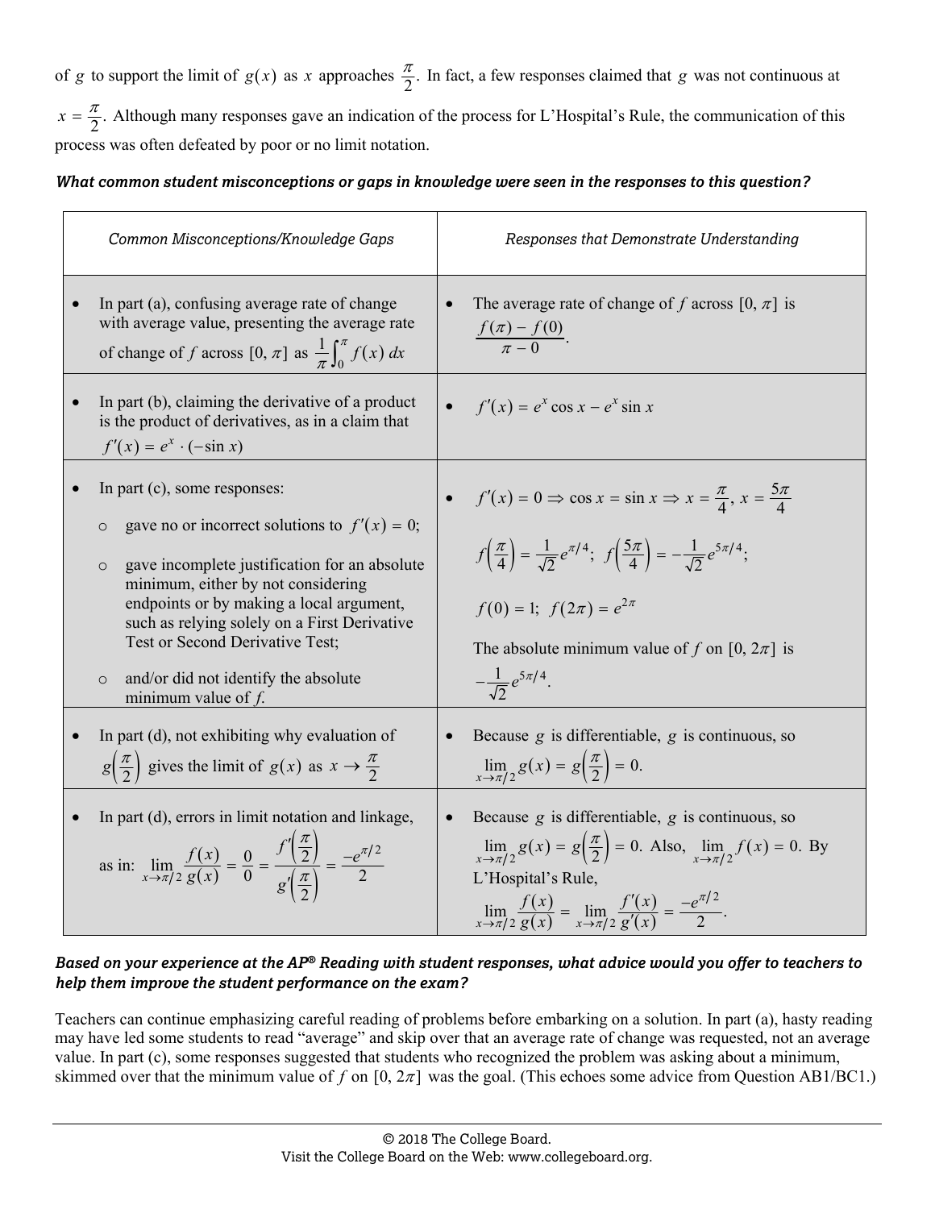of $g$ to support the limit of $g(x)$ as $x$ approaches $\frac{\pi}{2}$. In fact, a few responses claimed that $g$ was not continuous at $x = \frac{\pi}{2}$. Although many responses gave an indication of the process for L'Hospital's Rule, the communication of this process was often defeated by poor or no limit notation.

***What common student misconceptions or gaps in knowledge were seen in the responses to this question?***

| *Common Misconceptions/Knowledge Gaps* | *Responses that Demonstrate Understanding* |
|---|---|
| • In part (a), confusing average rate of change with average value, presenting the average rate of change of $f$ across $[0, \pi]$ as $\frac{1}{\pi}\int_0^\pi f(x)\,dx$ | • The average rate of change of $f$ across $[0, \pi]$ is $\frac{f(\pi) - f(0)}{\pi - 0}$. |
| • In part (b), claiming the derivative of a product is the product of derivatives, as in a claim that $f'(x) = e^x \cdot (-\sin x)$ | • $f'(x) = e^x \cos x - e^x \sin x$ |
| • In part (c), some responses: <br> ○ gave no or incorrect solutions to $f'(x) = 0$; <br> ○ gave incomplete justification for an absolute minimum, either by not considering endpoints or by making a local argument, such as relying solely on a First Derivative Test or Second Derivative Test; <br> ○ and/or did not identify the absolute minimum value of $f$. | • $f'(x) = 0 \Rightarrow \cos x = \sin x \Rightarrow x = \frac{\pi}{4}, x = \frac{5\pi}{4}$ <br> $f\left(\frac{\pi}{4}\right) = \frac{1}{\sqrt{2}}e^{\pi/4}$; $f\left(\frac{5\pi}{4}\right) = -\frac{1}{\sqrt{2}}e^{5\pi/4}$; <br> $f(0) = 1$; $f(2\pi) = e^{2\pi}$ <br> The absolute minimum value of $f$ on $[0, 2\pi]$ is $-\frac{1}{\sqrt{2}}e^{5\pi/4}$. |
| • In part (d), not exhibiting why evaluation of $g\left(\frac{\pi}{2}\right)$ gives the limit of $g(x)$ as $x \to \frac{\pi}{2}$ | • Because $g$ is differentiable, $g$ is continuous, so $\lim_{x\to\pi/2} g(x) = g\left(\frac{\pi}{2}\right) = 0$. |
| • In part (d), errors in limit notation and linkage, as in: $\lim_{x\to\pi/2} \frac{f(x)}{g(x)} = \frac{0}{0} = \frac{f'\left(\frac{\pi}{2}\right)}{g'\left(\frac{\pi}{2}\right)} = \frac{-e^{\pi/2}}{2}$ | • Because $g$ is differentiable, $g$ is continuous, so $\lim_{x\to\pi/2} g(x) = g\left(\frac{\pi}{2}\right) = 0$. Also, $\lim_{x\to\pi/2} f(x) = 0$. By L'Hospital's Rule, $\lim_{x\to\pi/2} \frac{f(x)}{g(x)} = \lim_{x\to\pi/2} \frac{f'(x)}{g'(x)} = \frac{-e^{\pi/2}}{2}$. |

***Based on your experience at the AP® Reading with student responses, what advice would you offer to teachers to help them improve the student performance on the exam?***

Teachers can continue emphasizing careful reading of problems before embarking on a solution. In part (a), hasty reading may have led some students to read "average" and skip over that an average rate of change was requested, not an average value. In part (c), some responses suggested that students who recognized the problem was asking about a minimum, skimmed over that the minimum value of $f$ on $[0, 2\pi]$ was the goal. (This echoes some advice from Question AB1/BC1.)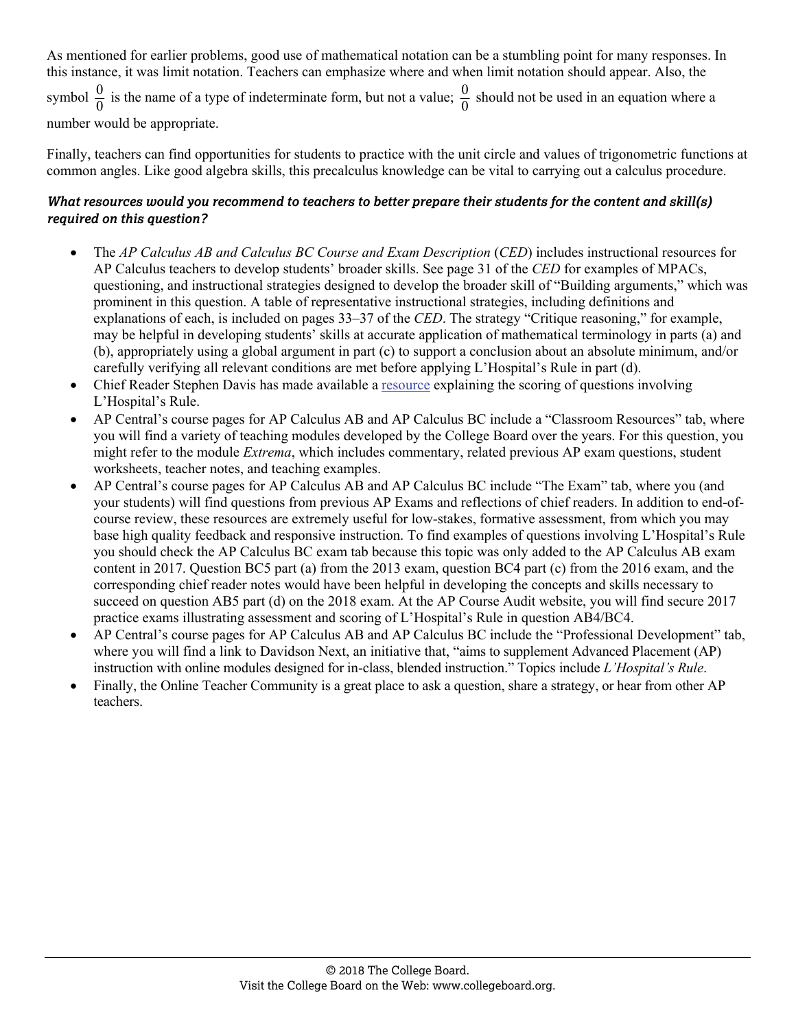As mentioned for earlier problems, good use of mathematical notation can be a stumbling point for many responses. In this instance, it was limit notation. Teachers can emphasize where and when limit notation should appear. Also, the symbol $\frac{0}{0}$ is the name of a type of indeterminate form, but not a value; $\frac{0}{0}$ should not be used in an equation where a number would be appropriate.

Finally, teachers can find opportunities for students to practice with the unit circle and values of trigonometric functions at common angles. Like good algebra skills, this precalculus knowledge can be vital to carrying out a calculus procedure.

### *What resources would you recommend to teachers to better prepare their students for the content and skill(s) required on this question?*

- The *AP Calculus AB and Calculus BC Course and Exam Description* (*CED*) includes instructional resources for AP Calculus teachers to develop students' broader skills. See page 31 of the *CED* for examples of MPACs, questioning, and instructional strategies designed to develop the broader skill of "Building arguments," which was prominent in this question. A table of representative instructional strategies, including definitions and explanations of each, is included on pages 33–37 of the *CED*. The strategy "Critique reasoning," for example, may be helpful in developing students' skills at accurate application of mathematical terminology in parts (a) and (b), appropriately using a global argument in part (c) to support a conclusion about an absolute minimum, and/or carefully verifying all relevant conditions are met before applying L'Hospital's Rule in part (d).
- Chief Reader Stephen Davis has made available a resource explaining the scoring of questions involving L'Hospital's Rule.
- AP Central's course pages for AP Calculus AB and AP Calculus BC include a "Classroom Resources" tab, where you will find a variety of teaching modules developed by the College Board over the years. For this question, you might refer to the module *Extrema*, which includes commentary, related previous AP exam questions, student worksheets, teacher notes, and teaching examples.
- AP Central's course pages for AP Calculus AB and AP Calculus BC include "The Exam" tab, where you (and your students) will find questions from previous AP Exams and reflections of chief readers. In addition to end-of-course review, these resources are extremely useful for low-stakes, formative assessment, from which you may base high quality feedback and responsive instruction. To find examples of questions involving L'Hospital's Rule you should check the AP Calculus BC exam tab because this topic was only added to the AP Calculus AB exam content in 2017. Question BC5 part (a) from the 2013 exam, question BC4 part (c) from the 2016 exam, and the corresponding chief reader notes would have been helpful in developing the concepts and skills necessary to succeed on question AB5 part (d) on the 2018 exam. At the AP Course Audit website, you will find secure 2017 practice exams illustrating assessment and scoring of L'Hospital's Rule in question AB4/BC4.
- AP Central's course pages for AP Calculus AB and AP Calculus BC include the "Professional Development" tab, where you will find a link to Davidson Next, an initiative that, "aims to supplement Advanced Placement (AP) instruction with online modules designed for in-class, blended instruction." Topics include *L'Hospital's Rule*.
- Finally, the Online Teacher Community is a great place to ask a question, share a strategy, or hear from other AP teachers.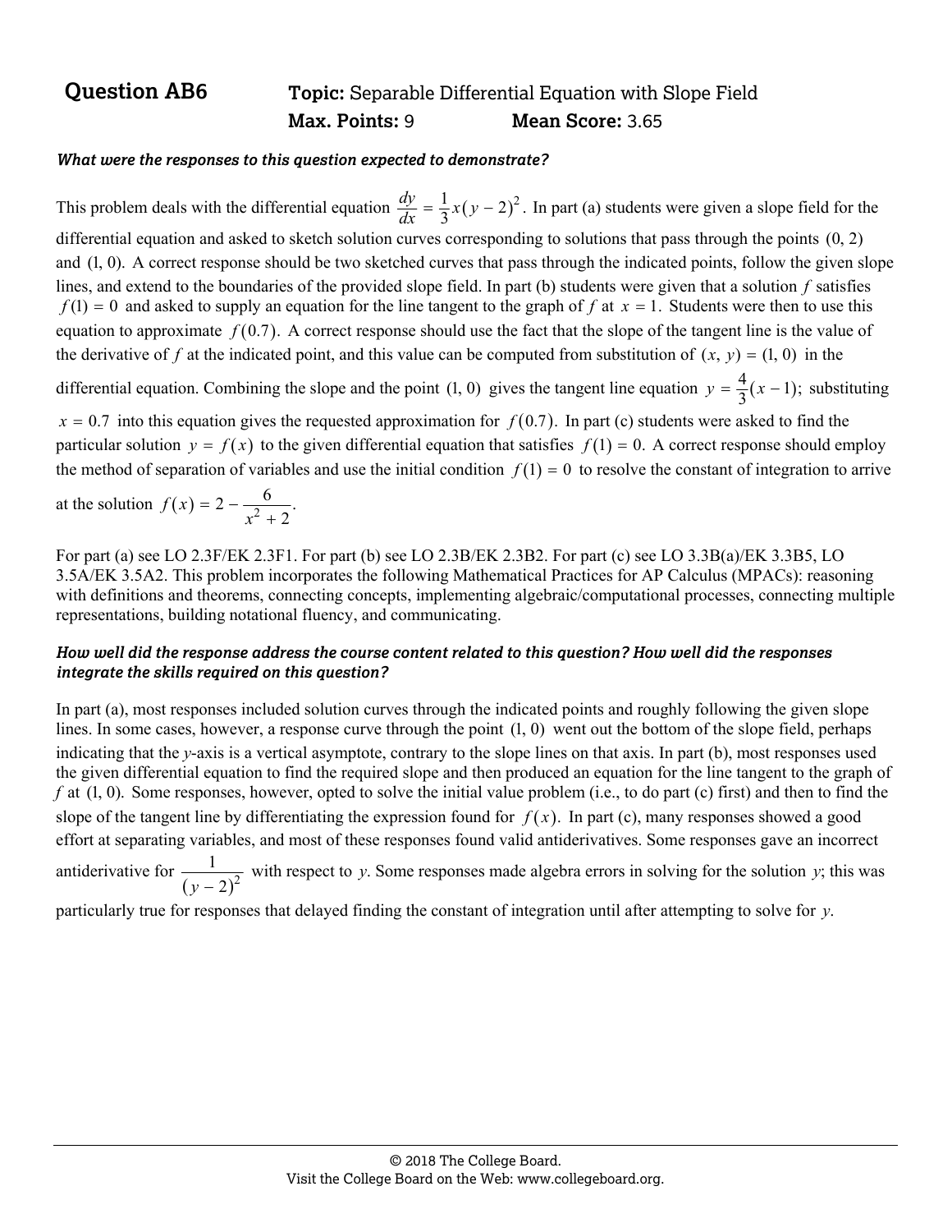## Question AB6

**Topic:** Separable Differential Equation with Slope Field
**Max. Points:** 9 **Mean Score:** 3.65

***What were the responses to this question expected to demonstrate?***

This problem deals with the differential equation $\frac{dy}{dx} = \frac{1}{3}x(y-2)^2$. In part (a) students were given a slope field for the differential equation and asked to sketch solution curves corresponding to solutions that pass through the points $(0, 2)$ and $(1, 0)$. A correct response should be two sketched curves that pass through the indicated points, follow the given slope lines, and extend to the boundaries of the provided slope field. In part (b) students were given that a solution $f$ satisfies $f(1) = 0$ and asked to supply an equation for the line tangent to the graph of $f$ at $x = 1$. Students were then to use this equation to approximate $f(0.7)$. A correct response should use the fact that the slope of the tangent line is the value of the derivative of $f$ at the indicated point, and this value can be computed from substitution of $(x, y) = (1, 0)$ in the differential equation. Combining the slope and the point $(1, 0)$ gives the tangent line equation $y = \frac{4}{3}(x-1)$; substituting $x = 0.7$ into this equation gives the requested approximation for $f(0.7)$. In part (c) students were asked to find the particular solution $y = f(x)$ to the given differential equation that satisfies $f(1) = 0$. A correct response should employ the method of separation of variables and use the initial condition $f(1) = 0$ to resolve the constant of integration to arrive at the solution $f(x) = 2 - \frac{6}{x^2 + 2}$.

For part (a) see LO 2.3F/EK 2.3F1. For part (b) see LO 2.3B/EK 2.3B2. For part (c) see LO 3.3B(a)/EK 3.3B5, LO 3.5A/EK 3.5A2. This problem incorporates the following Mathematical Practices for AP Calculus (MPACs): reasoning with definitions and theorems, connecting concepts, implementing algebraic/computational processes, connecting multiple representations, building notational fluency, and communicating.

***How well did the response address the course content related to this question? How well did the responses integrate the skills required on this question?***

In part (a), most responses included solution curves through the indicated points and roughly following the given slope lines. In some cases, however, a response curve through the point $(1, 0)$ went out the bottom of the slope field, perhaps indicating that the $y$-axis is a vertical asymptote, contrary to the slope lines on that axis. In part (b), most responses used the given differential equation to find the required slope and then produced an equation for the line tangent to the graph of $f$ at $(1, 0)$. Some responses, however, opted to solve the initial value problem (i.e., to do part (c) first) and then to find the slope of the tangent line by differentiating the expression found for $f(x)$. In part (c), many responses showed a good effort at separating variables, and most of these responses found valid antiderivatives. Some responses gave an incorrect antiderivative for $\frac{1}{(y-2)^2}$ with respect to $y$. Some responses made algebra errors in solving for the solution $y$; this was particularly true for responses that delayed finding the constant of integration until after attempting to solve for $y$.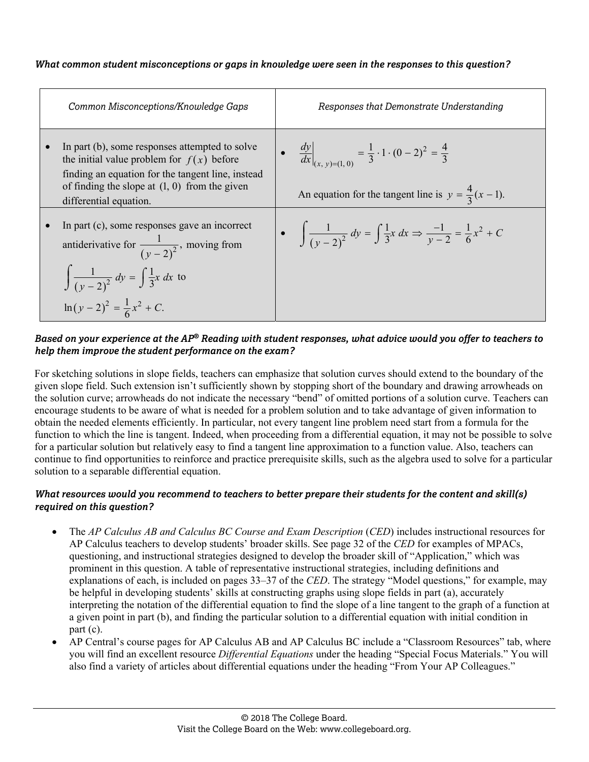***What common student misconceptions or gaps in knowledge were seen in the responses to this question?***

| *Common Misconceptions/Knowledge Gaps* | *Responses that Demonstrate Understanding* |
|---|---|
| • In part (b), some responses attempted to solve the initial value problem for $f(x)$ before finding an equation for the tangent line, instead of finding the slope at $(1, 0)$ from the given differential equation. | • $\left.\frac{dy}{dx}\right\|_{(x,\,y)=(1,\,0)} = \frac{1}{3} \cdot 1 \cdot (0-2)^2 = \frac{4}{3}$ <br><br> An equation for the tangent line is $y = \frac{4}{3}(x-1)$. |
| • In part (c), some responses gave an incorrect antiderivative for $\frac{1}{(y-2)^2}$, moving from $\int \frac{1}{(y-2)^2}\,dy = \int \frac{1}{3}x\,dx$ to $\ln(y-2)^2 = \frac{1}{6}x^2 + C$. | • $\int \frac{1}{(y-2)^2}\,dy = \int \frac{1}{3}x\,dx \Rightarrow \frac{-1}{y-2} = \frac{1}{6}x^2 + C$ |

***Based on your experience at the AP® Reading with student responses, what advice would you offer to teachers to help them improve the student performance on the exam?***

For sketching solutions in slope fields, teachers can emphasize that solution curves should extend to the boundary of the given slope field. Such extension isn't sufficiently shown by stopping short of the boundary and drawing arrowheads on the solution curve; arrowheads do not indicate the necessary "bend" of omitted portions of a solution curve. Teachers can encourage students to be aware of what is needed for a problem solution and to take advantage of given information to obtain the needed elements efficiently. In particular, not every tangent line problem need start from a formula for the function to which the line is tangent. Indeed, when proceeding from a differential equation, it may not be possible to solve for a particular solution but relatively easy to find a tangent line approximation to a function value. Also, teachers can continue to find opportunities to reinforce and practice prerequisite skills, such as the algebra used to solve for a particular solution to a separable differential equation.

***What resources would you recommend to teachers to better prepare their students for the content and skill(s) required on this question?***

- The *AP Calculus AB and Calculus BC Course and Exam Description* (*CED*) includes instructional resources for AP Calculus teachers to develop students' broader skills. See page 32 of the *CED* for examples of MPACs, questioning, and instructional strategies designed to develop the broader skill of "Application," which was prominent in this question. A table of representative instructional strategies, including definitions and explanations of each, is included on pages 33–37 of the *CED*. The strategy "Model questions," for example, may be helpful in developing students' skills at constructing graphs using slope fields in part (a), accurately interpreting the notation of the differential equation to find the slope of a line tangent to the graph of a function at a given point in part (b), and finding the particular solution to a differential equation with initial condition in part (c).
- AP Central's course pages for AP Calculus AB and AP Calculus BC include a "Classroom Resources" tab, where you will find an excellent resource *Differential Equations* under the heading "Special Focus Materials." You will also find a variety of articles about differential equations under the heading "From Your AP Colleagues."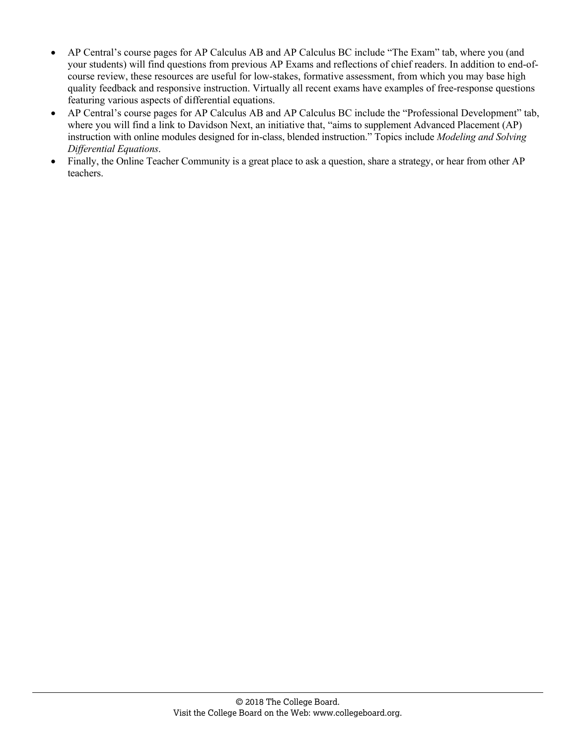- AP Central's course pages for AP Calculus AB and AP Calculus BC include "The Exam" tab, where you (and your students) will find questions from previous AP Exams and reflections of chief readers. In addition to end-of-course review, these resources are useful for low-stakes, formative assessment, from which you may base high quality feedback and responsive instruction. Virtually all recent exams have examples of free-response questions featuring various aspects of differential equations.
- AP Central's course pages for AP Calculus AB and AP Calculus BC include the "Professional Development" tab, where you will find a link to Davidson Next, an initiative that, "aims to supplement Advanced Placement (AP) instruction with online modules designed for in-class, blended instruction." Topics include *Modeling and Solving Differential Equations*.
- Finally, the Online Teacher Community is a great place to ask a question, share a strategy, or hear from other AP teachers.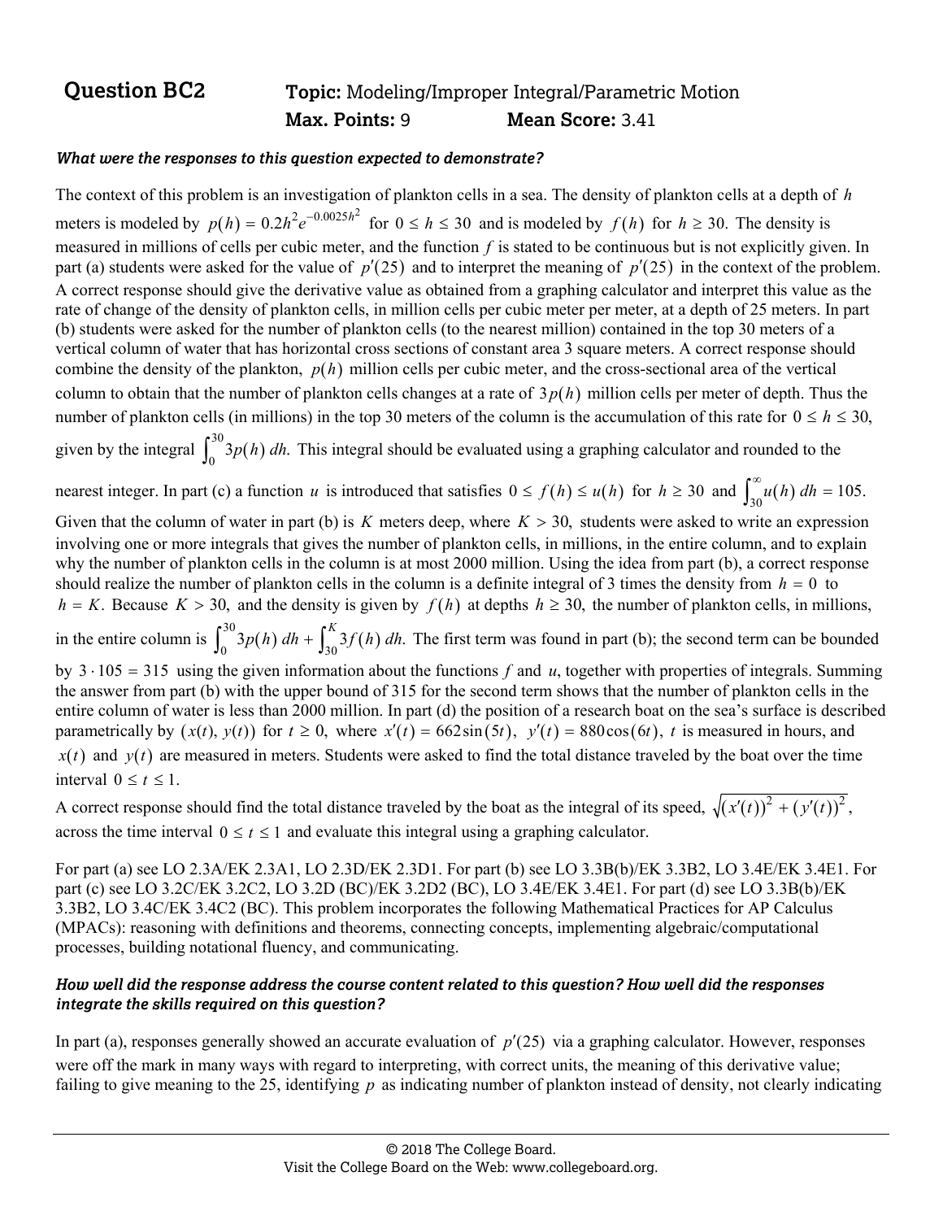## Question BC2

**Topic:** Modeling/Improper Integral/Parametric Motion

**Max. Points:** 9 **Mean Score:** 3.41

***What were the responses to this question expected to demonstrate?***

The context of this problem is an investigation of plankton cells in a sea. The density of plankton cells at a depth of $h$ meters is modeled by $p(h) = 0.2h^2 e^{-0.0025h^2}$ for $0 \le h \le 30$ and is modeled by $f(h)$ for $h \ge 30$. The density is measured in millions of cells per cubic meter, and the function $f$ is stated to be continuous but is not explicitly given. In part (a) students were asked for the value of $p'(25)$ and to interpret the meaning of $p'(25)$ in the context of the problem. A correct response should give the derivative value as obtained from a graphing calculator and interpret this value as the rate of change of the density of plankton cells, in million cells per cubic meter per meter, at a depth of 25 meters. In part (b) students were asked for the number of plankton cells (to the nearest million) contained in the top 30 meters of a vertical column of water that has horizontal cross sections of constant area 3 square meters. A correct response should combine the density of the plankton, $p(h)$ million cells per cubic meter, and the cross-sectional area of the vertical column to obtain that the number of plankton cells changes at a rate of $3p(h)$ million cells per meter of depth. Thus the number of plankton cells (in millions) in the top 30 meters of the column is the accumulation of this rate for $0 \le h \le 30$, given by the integral $\int_0^{30} 3p(h)\, dh$. This integral should be evaluated using a graphing calculator and rounded to the nearest integer. In part (c) a function $u$ is introduced that satisfies $0 \le f(h) \le u(h)$ for $h \ge 30$ and $\int_{30}^{\infty} u(h)\, dh = 105$. Given that the column of water in part (b) is $K$ meters deep, where $K > 30$, students were asked to write an expression involving one or more integrals that gives the number of plankton cells, in millions, in the entire column, and to explain why the number of plankton cells in the column is at most 2000 million. Using the idea from part (b), a correct response should realize the number of plankton cells in the column is a definite integral of 3 times the density from $h = 0$ to $h = K$. Because $K > 30$, and the density is given by $f(h)$ at depths $h \ge 30$, the number of plankton cells, in millions, in the entire column is $\int_0^{30} 3p(h)\, dh + \int_{30}^{K} 3f(h)\, dh$. The first term was found in part (b); the second term can be bounded by $3 \cdot 105 = 315$ using the given information about the functions $f$ and $u$, together with properties of integrals. Summing the answer from part (b) with the upper bound of 315 for the second term shows that the number of plankton cells in the entire column of water is less than 2000 million. In part (d) the position of a research boat on the sea's surface is described parametrically by $(x(t), y(t))$ for $t \ge 0$, where $x'(t) = 662\sin(5t)$, $y'(t) = 880\cos(6t)$, $t$ is measured in hours, and $x(t)$ and $y(t)$ are measured in meters. Students were asked to find the total distance traveled by the boat over the time interval $0 \le t \le 1$.

A correct response should find the total distance traveled by the boat as the integral of its speed, $\sqrt{(x'(t))^2 + (y'(t))^2}$, across the time interval $0 \le t \le 1$ and evaluate this integral using a graphing calculator.

For part (a) see LO 2.3A/EK 2.3A1, LO 2.3D/EK 2.3D1. For part (b) see LO 3.3B(b)/EK 3.3B2, LO 3.4E/EK 3.4E1. For part (c) see LO 3.2C/EK 3.2C2, LO 3.2D (BC)/EK 3.2D2 (BC), LO 3.4E/EK 3.4E1. For part (d) see LO 3.3B(b)/EK 3.3B2, LO 3.4C/EK 3.4C2 (BC). This problem incorporates the following Mathematical Practices for AP Calculus (MPACs): reasoning with definitions and theorems, connecting concepts, implementing algebraic/computational processes, building notational fluency, and communicating.

***How well did the response address the course content related to this question? How well did the responses integrate the skills required on this question?***

In part (a), responses generally showed an accurate evaluation of $p'(25)$ via a graphing calculator. However, responses were off the mark in many ways with regard to interpreting, with correct units, the meaning of this derivative value; failing to give meaning to the 25, identifying $p$ as indicating number of plankton instead of density, not clearly indicating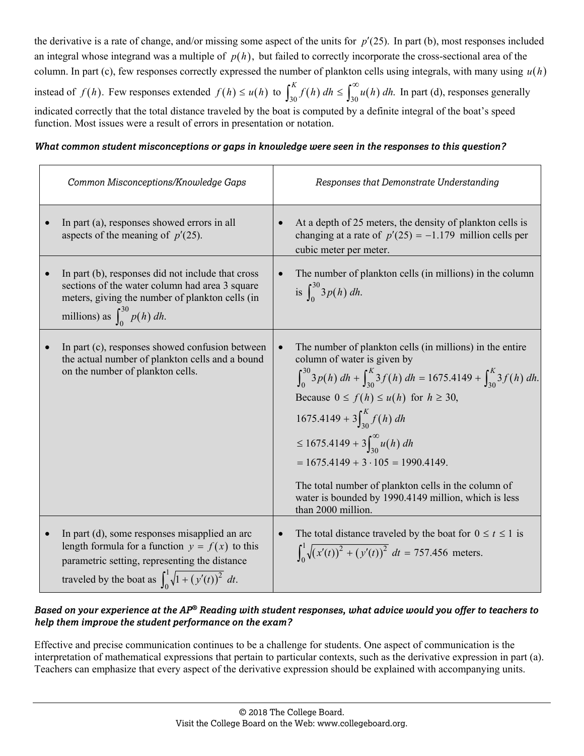the derivative is a rate of change, and/or missing some aspect of the units for $p'(25)$. In part (b), most responses included an integral whose integrand was a multiple of $p(h)$, but failed to correctly incorporate the cross-sectional area of the column. In part (c), few responses correctly expressed the number of plankton cells using integrals, with many using $u(h)$ instead of $f(h)$. Few responses extended $f(h) \le u(h)$ to $\int_{30}^{K} f(h)\,dh \le \int_{30}^{\infty} u(h)\,dh$. In part (d), responses generally indicated correctly that the total distance traveled by the boat is computed by a definite integral of the boat's speed function. Most issues were a result of errors in presentation or notation.

***What common student misconceptions or gaps in knowledge were seen in the responses to this question?***

| *Common Misconceptions/Knowledge Gaps* | *Responses that Demonstrate Understanding* |
|---|---|
| • In part (a), responses showed errors in all aspects of the meaning of $p'(25)$. | • At a depth of 25 meters, the density of plankton cells is changing at a rate of $p'(25) = -1.179$ million cells per cubic meter per meter. |
| • In part (b), responses did not include that cross sections of the water column had area 3 square meters, giving the number of plankton cells (in millions) as $\int_0^{30} p(h)\,dh$. | • The number of plankton cells (in millions) in the column is $\int_0^{30} 3p(h)\,dh$. |
| • In part (c), responses showed confusion between the actual number of plankton cells and a bound on the number of plankton cells. | • The number of plankton cells (in millions) in the entire column of water is given by $\int_0^{30} 3p(h)\,dh + \int_{30}^{K} 3f(h)\,dh = 1675.4149 + \int_{30}^{K} 3f(h)\,dh$. Because $0 \le f(h) \le u(h)$ for $h \ge 30$, $1675.4149 + 3\int_{30}^{K} f(h)\,dh$ $\le 1675.4149 + 3\int_{30}^{\infty} u(h)\,dh$ $= 1675.4149 + 3 \cdot 105 = 1990.4149$. The total number of plankton cells in the column of water is bounded by 1990.4149 million, which is less than 2000 million. |
| • In part (d), some responses misapplied an arc length formula for a function $y = f(x)$ to this parametric setting, representing the distance traveled by the boat as $\int_0^1 \sqrt{1 + (y'(t))^2}\,dt$. | • The total distance traveled by the boat for $0 \le t \le 1$ is $\int_0^1 \sqrt{(x'(t))^2 + (y'(t))^2}\,dt = 757.456$ meters. |

***Based on your experience at the AP® Reading with student responses, what advice would you offer to teachers to help them improve the student performance on the exam?***

Effective and precise communication continues to be a challenge for students. One aspect of communication is the interpretation of mathematical expressions that pertain to particular contexts, such as the derivative expression in part (a). Teachers can emphasize that every aspect of the derivative expression should be explained with accompanying units.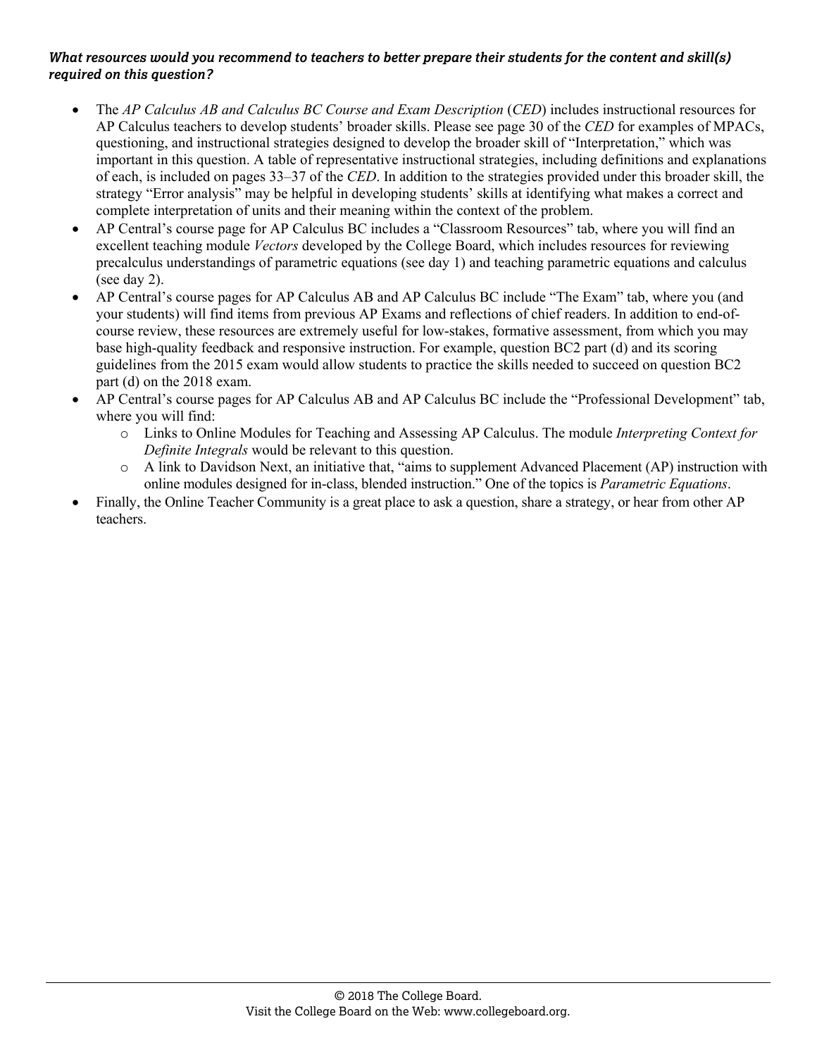***What resources would you recommend to teachers to better prepare their students for the content and skill(s) required on this question?***

- The *AP Calculus AB and Calculus BC Course and Exam Description* (*CED*) includes instructional resources for AP Calculus teachers to develop students' broader skills. Please see page 30 of the *CED* for examples of MPACs, questioning, and instructional strategies designed to develop the broader skill of "Interpretation," which was important in this question. A table of representative instructional strategies, including definitions and explanations of each, is included on pages 33–37 of the *CED*. In addition to the strategies provided under this broader skill, the strategy "Error analysis" may be helpful in developing students' skills at identifying what makes a correct and complete interpretation of units and their meaning within the context of the problem.
- AP Central's course page for AP Calculus BC includes a "Classroom Resources" tab, where you will find an excellent teaching module *Vectors* developed by the College Board, which includes resources for reviewing precalculus understandings of parametric equations (see day 1) and teaching parametric equations and calculus (see day 2).
- AP Central's course pages for AP Calculus AB and AP Calculus BC include "The Exam" tab, where you (and your students) will find items from previous AP Exams and reflections of chief readers. In addition to end-of-course review, these resources are extremely useful for low-stakes, formative assessment, from which you may base high-quality feedback and responsive instruction. For example, question BC2 part (d) and its scoring guidelines from the 2015 exam would allow students to practice the skills needed to succeed on question BC2 part (d) on the 2018 exam.
- AP Central's course pages for AP Calculus AB and AP Calculus BC include the "Professional Development" tab, where you will find:
  - Links to Online Modules for Teaching and Assessing AP Calculus. The module *Interpreting Context for Definite Integrals* would be relevant to this question.
  - A link to Davidson Next, an initiative that, "aims to supplement Advanced Placement (AP) instruction with online modules designed for in-class, blended instruction." One of the topics is *Parametric Equations*.
- Finally, the Online Teacher Community is a great place to ask a question, share a strategy, or hear from other AP teachers.

© 2018 The College Board.
Visit the College Board on the Web: www.collegeboard.org.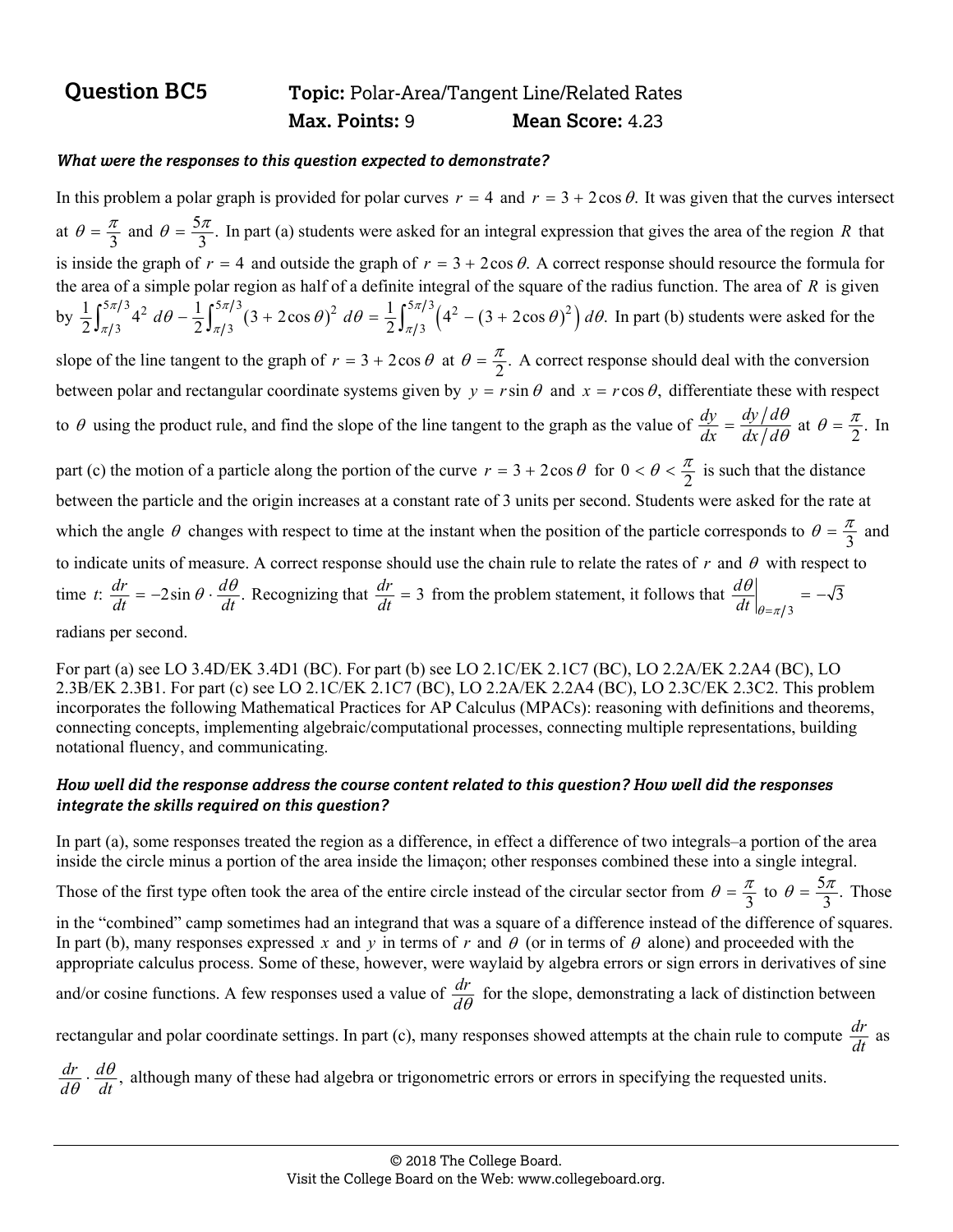## Question BC5

**Topic:** Polar-Area/Tangent Line/Related Rates

**Max. Points:** 9 **Mean Score:** 4.23

***What were the responses to this question expected to demonstrate?***

In this problem a polar graph is provided for polar curves $r = 4$ and $r = 3 + 2\cos\theta$. It was given that the curves intersect at $\theta = \frac{\pi}{3}$ and $\theta = \frac{5\pi}{3}$. In part (a) students were asked for an integral expression that gives the area of the region $R$ that is inside the graph of $r = 4$ and outside the graph of $r = 3 + 2\cos\theta$. A correct response should resource the formula for the area of a simple polar region as half of a definite integral of the square of the radius function. The area of $R$ is given by $\frac{1}{2}\int_{\pi/3}^{5\pi/3} 4^2\, d\theta - \frac{1}{2}\int_{\pi/3}^{5\pi/3} (3 + 2\cos\theta)^2\, d\theta = \frac{1}{2}\int_{\pi/3}^{5\pi/3} \left(4^2 - (3 + 2\cos\theta)^2\right) d\theta$. In part (b) students were asked for the slope of the line tangent to the graph of $r = 3 + 2\cos\theta$ at $\theta = \frac{\pi}{2}$. A correct response should deal with the conversion between polar and rectangular coordinate systems given by $y = r\sin\theta$ and $x = r\cos\theta$, differentiate these with respect to $\theta$ using the product rule, and find the slope of the line tangent to the graph as the value of $\frac{dy}{dx} = \frac{dy/d\theta}{dx/d\theta}$ at $\theta = \frac{\pi}{2}$. In part (c) the motion of a particle along the portion of the curve $r = 3 + 2\cos\theta$ for $0 < \theta < \frac{\pi}{2}$ is such that the distance between the particle and the origin increases at a constant rate of 3 units per second. Students were asked for the rate at which the angle $\theta$ changes with respect to time at the instant when the position of the particle corresponds to $\theta = \frac{\pi}{3}$ and to indicate units of measure. A correct response should use the chain rule to relate the rates of $r$ and $\theta$ with respect to time $t$: $\frac{dr}{dt} = -2\sin\theta \cdot \frac{d\theta}{dt}$. Recognizing that $\frac{dr}{dt} = 3$ from the problem statement, it follows that $\left.\frac{d\theta}{dt}\right|_{\theta=\pi/3} = -\sqrt{3}$ radians per second.

For part (a) see LO 3.4D/EK 3.4D1 (BC). For part (b) see LO 2.1C/EK 2.1C7 (BC), LO 2.2A/EK 2.2A4 (BC), LO 2.3B/EK 2.3B1. For part (c) see LO 2.1C/EK 2.1C7 (BC), LO 2.2A/EK 2.2A4 (BC), LO 2.3C/EK 2.3C2. This problem incorporates the following Mathematical Practices for AP Calculus (MPACs): reasoning with definitions and theorems, connecting concepts, implementing algebraic/computational processes, connecting multiple representations, building notational fluency, and communicating.

***How well did the response address the course content related to this question? How well did the responses integrate the skills required on this question?***

In part (a), some responses treated the region as a difference, in effect a difference of two integrals–a portion of the area inside the circle minus a portion of the area inside the limaçon; other responses combined these into a single integral. Those of the first type often took the area of the entire circle instead of the circular sector from $\theta = \frac{\pi}{3}$ to $\theta = \frac{5\pi}{3}$. Those in the "combined" camp sometimes had an integrand that was a square of a difference instead of the difference of squares. In part (b), many responses expressed $x$ and $y$ in terms of $r$ and $\theta$ (or in terms of $\theta$ alone) and proceeded with the appropriate calculus process. Some of these, however, were waylaid by algebra errors or sign errors in derivatives of sine and/or cosine functions. A few responses used a value of $\frac{dr}{d\theta}$ for the slope, demonstrating a lack of distinction between rectangular and polar coordinate settings. In part (c), many responses showed attempts at the chain rule to compute $\frac{dr}{dt}$ as $\frac{dr}{d\theta} \cdot \frac{d\theta}{dt}$, although many of these had algebra or trigonometric errors or errors in specifying the requested units.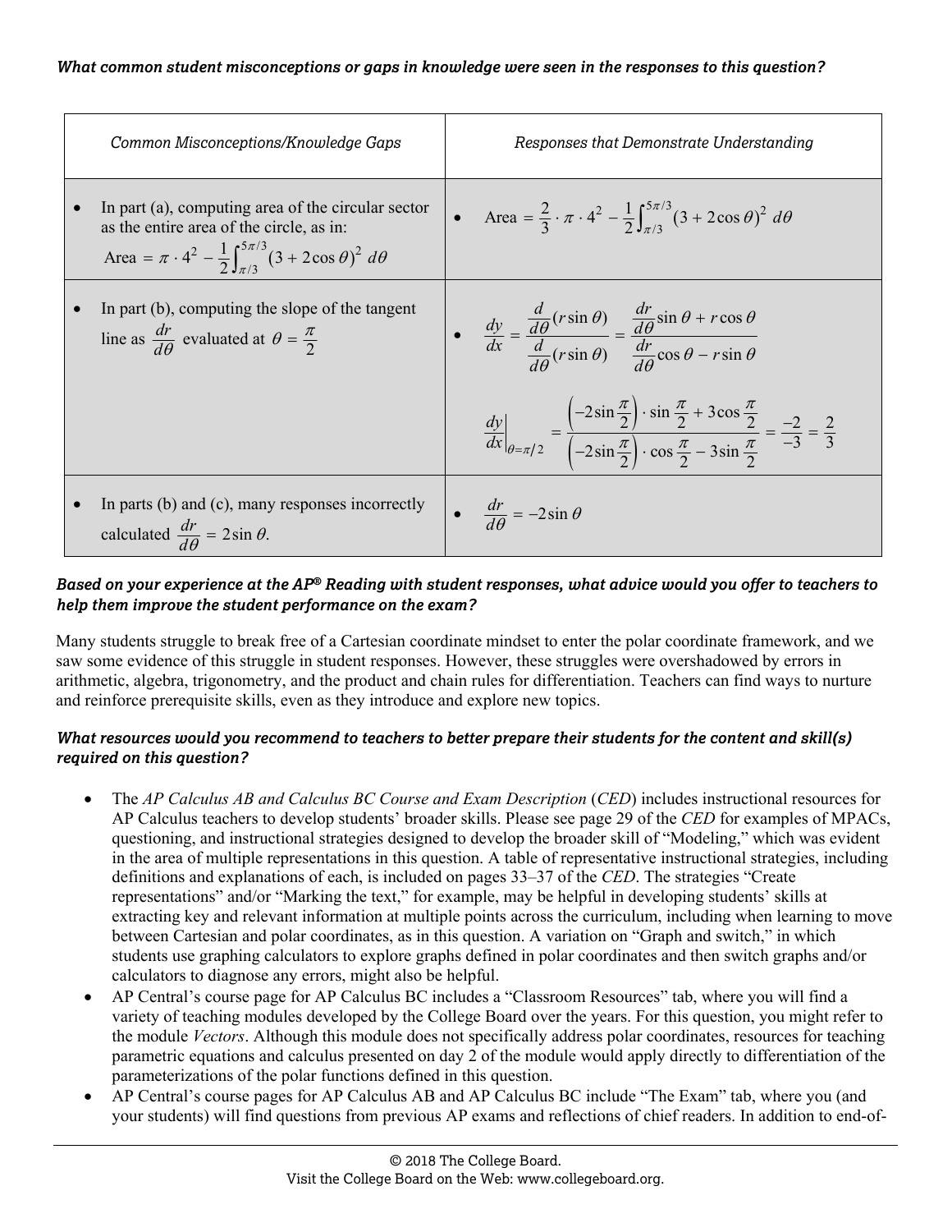***What common student misconceptions or gaps in knowledge were seen in the responses to this question?***

| *Common Misconceptions/Knowledge Gaps* | *Responses that Demonstrate Understanding* |
|---|---|
| • In part (a), computing area of the circular sector as the entire area of the circle, as in: $\text{Area} = \pi \cdot 4^2 - \frac{1}{2}\int_{\pi/3}^{5\pi/3} (3 + 2\cos\theta)^2 \, d\theta$ | • $\text{Area} = \frac{2}{3} \cdot \pi \cdot 4^2 - \frac{1}{2}\int_{\pi/3}^{5\pi/3} (3 + 2\cos\theta)^2 \, d\theta$ |
| • In part (b), computing the slope of the tangent line as $\frac{dr}{d\theta}$ evaluated at $\theta = \frac{\pi}{2}$ | • $\frac{dy}{dx} = \frac{\frac{d}{d\theta}(r\sin\theta)}{\frac{d}{d\theta}(r\sin\theta)} = \frac{\frac{dr}{d\theta}\sin\theta + r\cos\theta}{\frac{dr}{d\theta}\cos\theta - r\sin\theta}$ <br> $\left.\frac{dy}{dx}\right\vert_{\theta=\pi/2} = \frac{\left(-2\sin\frac{\pi}{2}\right) \cdot \sin\frac{\pi}{2} + 3\cos\frac{\pi}{2}}{\left(-2\sin\frac{\pi}{2}\right) \cdot \cos\frac{\pi}{2} - 3\sin\frac{\pi}{2}} = \frac{-2}{-3} = \frac{2}{3}$ |
| • In parts (b) and (c), many responses incorrectly calculated $\frac{dr}{d\theta} = 2\sin\theta$. | • $\frac{dr}{d\theta} = -2\sin\theta$ |

***Based on your experience at the AP® Reading with student responses, what advice would you offer to teachers to help them improve the student performance on the exam?***

Many students struggle to break free of a Cartesian coordinate mindset to enter the polar coordinate framework, and we saw some evidence of this struggle in student responses. However, these struggles were overshadowed by errors in arithmetic, algebra, trigonometry, and the product and chain rules for differentiation. Teachers can find ways to nurture and reinforce prerequisite skills, even as they introduce and explore new topics.

***What resources would you recommend to teachers to better prepare their students for the content and skill(s) required on this question?***

- The *AP Calculus AB and Calculus BC Course and Exam Description* (*CED*) includes instructional resources for AP Calculus teachers to develop students' broader skills. Please see page 29 of the *CED* for examples of MPACs, questioning, and instructional strategies designed to develop the broader skill of "Modeling," which was evident in the area of multiple representations in this question. A table of representative instructional strategies, including definitions and explanations of each, is included on pages 33–37 of the *CED*. The strategies "Create representations" and/or "Marking the text," for example, may be helpful in developing students' skills at extracting key and relevant information at multiple points across the curriculum, including when learning to move between Cartesian and polar coordinates, as in this question. A variation on "Graph and switch," in which students use graphing calculators to explore graphs defined in polar coordinates and then switch graphs and/or calculators to diagnose any errors, might also be helpful.
- AP Central's course page for AP Calculus BC includes a "Classroom Resources" tab, where you will find a variety of teaching modules developed by the College Board over the years. For this question, you might refer to the module *Vectors*. Although this module does not specifically address polar coordinates, resources for teaching parametric equations and calculus presented on day 2 of the module would apply directly to differentiation of the parameterizations of the polar functions defined in this question.
- AP Central's course pages for AP Calculus AB and AP Calculus BC include "The Exam" tab, where you (and your students) will find questions from previous AP exams and reflections of chief readers. In addition to end-of-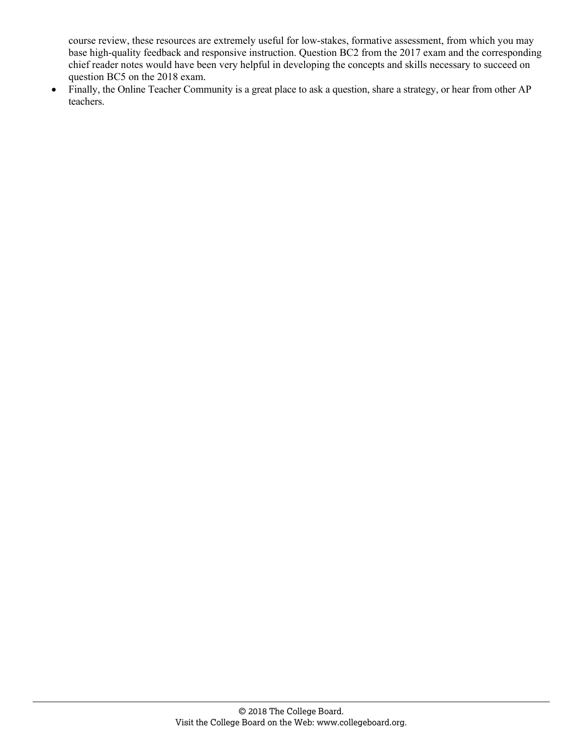course review, these resources are extremely useful for low-stakes, formative assessment, from which you may base high-quality feedback and responsive instruction. Question BC2 from the 2017 exam and the corresponding chief reader notes would have been very helpful in developing the concepts and skills necessary to succeed on question BC5 on the 2018 exam.

- Finally, the Online Teacher Community is a great place to ask a question, share a strategy, or hear from other AP teachers.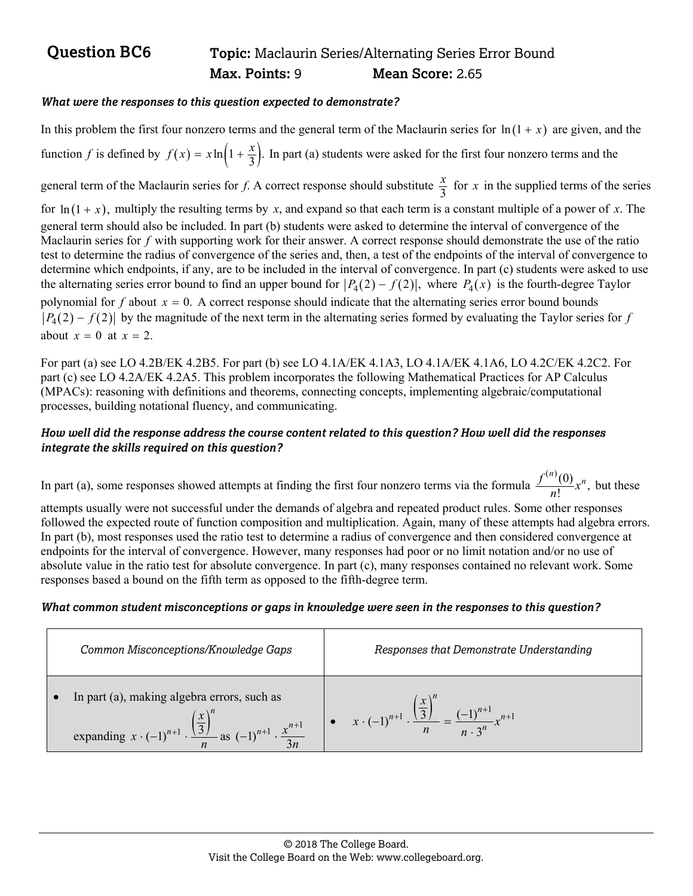**Question BC6** **Topic:** Maclaurin Series/Alternating Series Error Bound
**Max. Points:** 9 **Mean Score:** 2.65

***What were the responses to this question expected to demonstrate?***

In this problem the first four nonzero terms and the general term of the Maclaurin series for $\ln(1 + x)$ are given, and the function $f$ is defined by $f(x) = x\ln\left(1 + \frac{x}{3}\right)$. In part (a) students were asked for the first four nonzero terms and the general term of the Maclaurin series for $f$. A correct response should substitute $\frac{x}{3}$ for $x$ in the supplied terms of the series for $\ln(1 + x)$, multiply the resulting terms by $x$, and expand so that each term is a constant multiple of a power of $x$. The general term should also be included. In part (b) students were asked to determine the interval of convergence of the Maclaurin series for $f$ with supporting work for their answer. A correct response should demonstrate the use of the ratio test to determine the radius of convergence of the series and, then, a test of the endpoints of the interval of convergence to determine which endpoints, if any, are to be included in the interval of convergence. In part (c) students were asked to use the alternating series error bound to find an upper bound for $|P_4(2) - f(2)|$, where $P_4(x)$ is the fourth-degree Taylor polynomial for $f$ about $x = 0$. A correct response should indicate that the alternating series error bound bounds $|P_4(2) - f(2)|$ by the magnitude of the next term in the alternating series formed by evaluating the Taylor series for $f$ about $x = 0$ at $x = 2$.

For part (a) see LO 4.2B/EK 4.2B5. For part (b) see LO 4.1A/EK 4.1A3, LO 4.1A/EK 4.1A6, LO 4.2C/EK 4.2C2. For part (c) see LO 4.2A/EK 4.2A5. This problem incorporates the following Mathematical Practices for AP Calculus (MPACs): reasoning with definitions and theorems, connecting concepts, implementing algebraic/computational processes, building notational fluency, and communicating.

***How well did the response address the course content related to this question? How well did the responses integrate the skills required on this question?***

In part (a), some responses showed attempts at finding the first four nonzero terms via the formula $\frac{f^{(n)}(0)}{n!}x^n$, but these attempts usually were not successful under the demands of algebra and repeated product rules. Some other responses followed the expected route of function composition and multiplication. Again, many of these attempts had algebra errors. In part (b), most responses used the ratio test to determine a radius of convergence and then considered convergence at endpoints for the interval of convergence. However, many responses had poor or no limit notation and/or no use of absolute value in the ratio test for absolute convergence. In part (c), many responses contained no relevant work. Some responses based a bound on the fifth term as opposed to the fifth-degree term.

***What common student misconceptions or gaps in knowledge were seen in the responses to this question?***

| *Common Misconceptions/Knowledge Gaps* | *Responses that Demonstrate Understanding* |
|---|---|
| • In part (a), making algebra errors, such as expanding $x \cdot (-1)^{n+1} \cdot \frac{\left(\frac{x}{3}\right)^n}{n}$ as $(-1)^{n+1} \cdot \frac{x^{n+1}}{3n}$ | • $x \cdot (-1)^{n+1} \cdot \frac{\left(\frac{x}{3}\right)^n}{n} = \frac{(-1)^{n+1}}{n \cdot 3^n}x^{n+1}$ |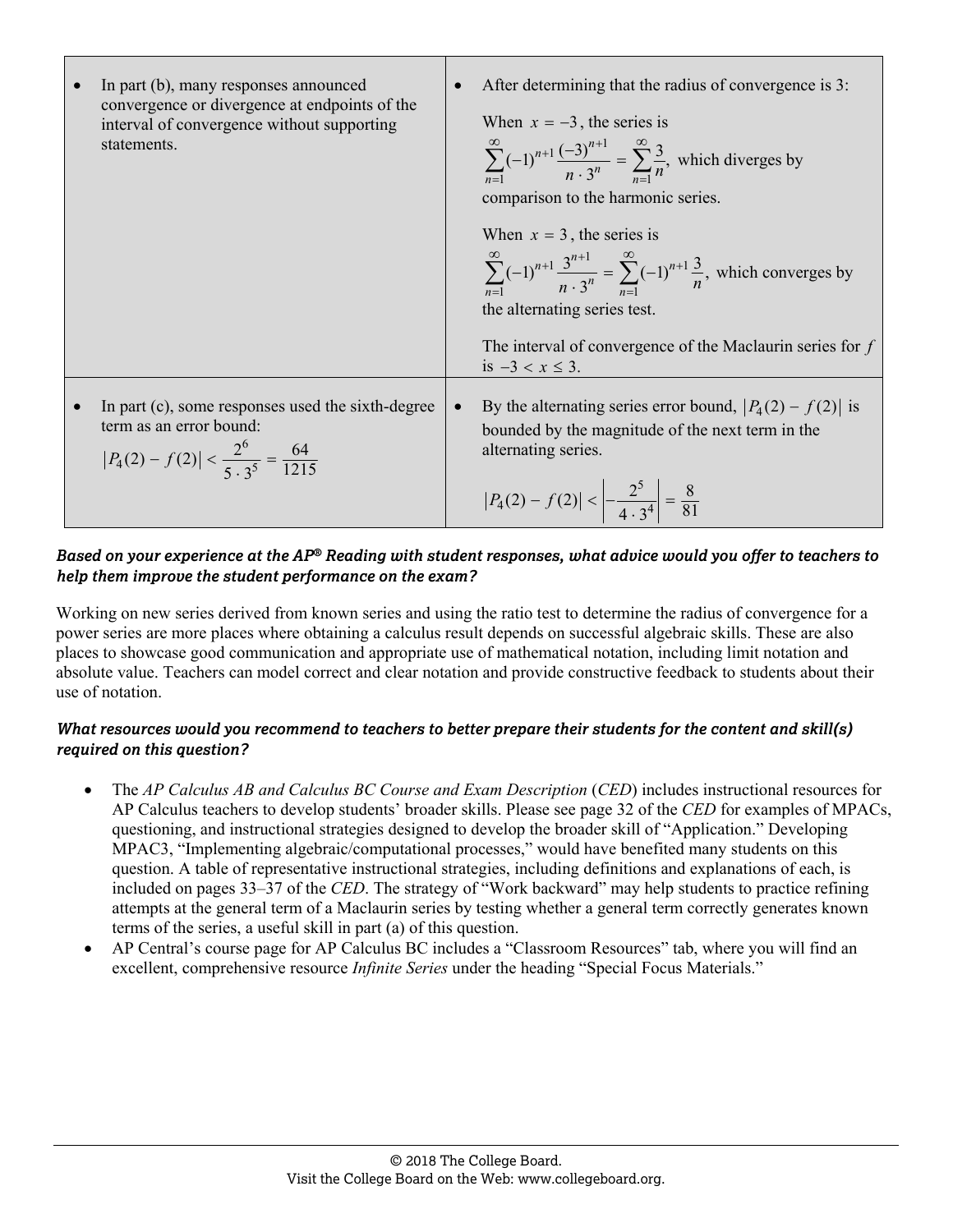| | |
|---|---|
| • In part (b), many responses announced convergence or divergence at endpoints of the interval of convergence without supporting statements. | • After determining that the radius of convergence is 3:<br><br>When $x = -3$, the series is $\sum_{n=1}^{\infty}(-1)^{n+1}\frac{(-3)^{n+1}}{n \cdot 3^n} = \sum_{n=1}^{\infty}\frac{3}{n}$, which diverges by comparison to the harmonic series.<br><br>When $x = 3$, the series is $\sum_{n=1}^{\infty}(-1)^{n+1}\frac{3^{n+1}}{n \cdot 3^n} = \sum_{n=1}^{\infty}(-1)^{n+1}\frac{3}{n}$, which converges by the alternating series test.<br><br>The interval of convergence of the Maclaurin series for $f$ is $-3 < x \le 3$. |
| • In part (c), some responses used the sixth-degree term as an error bound: $\lvert P_4(2) - f(2)\rvert < \frac{2^6}{5 \cdot 3^5} = \frac{64}{1215}$ | • By the alternating series error bound, $\lvert P_4(2) - f(2)\rvert$ is bounded by the magnitude of the next term in the alternating series.<br><br>$\lvert P_4(2) - f(2)\rvert < \left\lvert -\frac{2^5}{4 \cdot 3^4}\right\rvert = \frac{8}{81}$ |

### *Based on your experience at the AP® Reading with student responses, what advice would you offer to teachers to help them improve the student performance on the exam?*

Working on new series derived from known series and using the ratio test to determine the radius of convergence for a power series are more places where obtaining a calculus result depends on successful algebraic skills. These are also places to showcase good communication and appropriate use of mathematical notation, including limit notation and absolute value. Teachers can model correct and clear notation and provide constructive feedback to students about their use of notation.

### *What resources would you recommend to teachers to better prepare their students for the content and skill(s) required on this question?*

- The *AP Calculus AB and Calculus BC Course and Exam Description* (*CED*) includes instructional resources for AP Calculus teachers to develop students' broader skills. Please see page 32 of the *CED* for examples of MPACs, questioning, and instructional strategies designed to develop the broader skill of "Application." Developing MPAC3, "Implementing algebraic/computational processes," would have benefited many students on this question. A table of representative instructional strategies, including definitions and explanations of each, is included on pages 33–37 of the *CED*. The strategy of "Work backward" may help students to practice refining attempts at the general term of a Maclaurin series by testing whether a general term correctly generates known terms of the series, a useful skill in part (a) of this question.
- AP Central's course page for AP Calculus BC includes a "Classroom Resources" tab, where you will find an excellent, comprehensive resource *Infinite Series* under the heading "Special Focus Materials."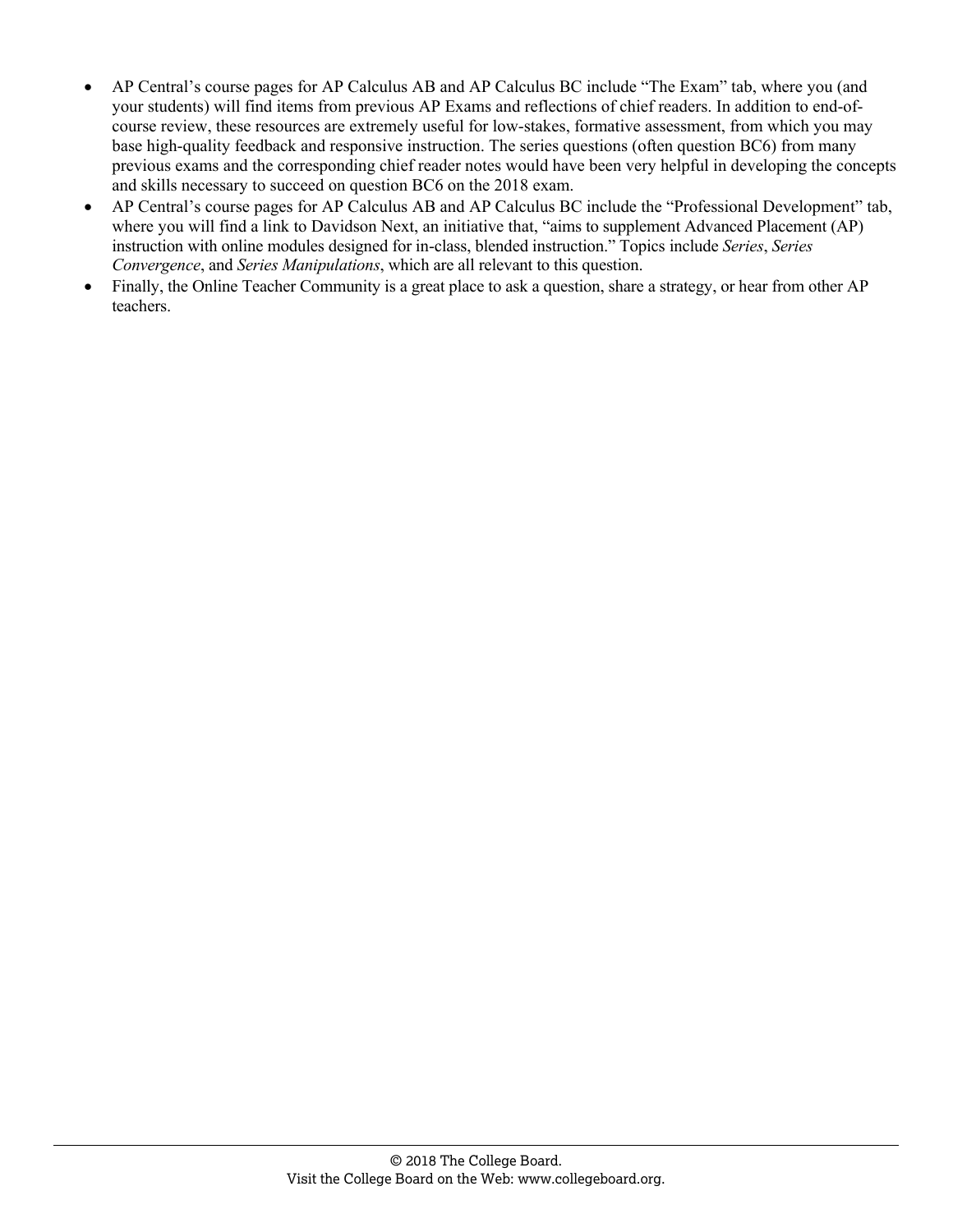- AP Central's course pages for AP Calculus AB and AP Calculus BC include "The Exam" tab, where you (and your students) will find items from previous AP Exams and reflections of chief readers. In addition to end-of-course review, these resources are extremely useful for low-stakes, formative assessment, from which you may base high-quality feedback and responsive instruction. The series questions (often question BC6) from many previous exams and the corresponding chief reader notes would have been very helpful in developing the concepts and skills necessary to succeed on question BC6 on the 2018 exam.
- AP Central's course pages for AP Calculus AB and AP Calculus BC include the "Professional Development" tab, where you will find a link to Davidson Next, an initiative that, "aims to supplement Advanced Placement (AP) instruction with online modules designed for in-class, blended instruction." Topics include *Series*, *Series Convergence*, and *Series Manipulations*, which are all relevant to this question.
- Finally, the Online Teacher Community is a great place to ask a question, share a strategy, or hear from other AP teachers.